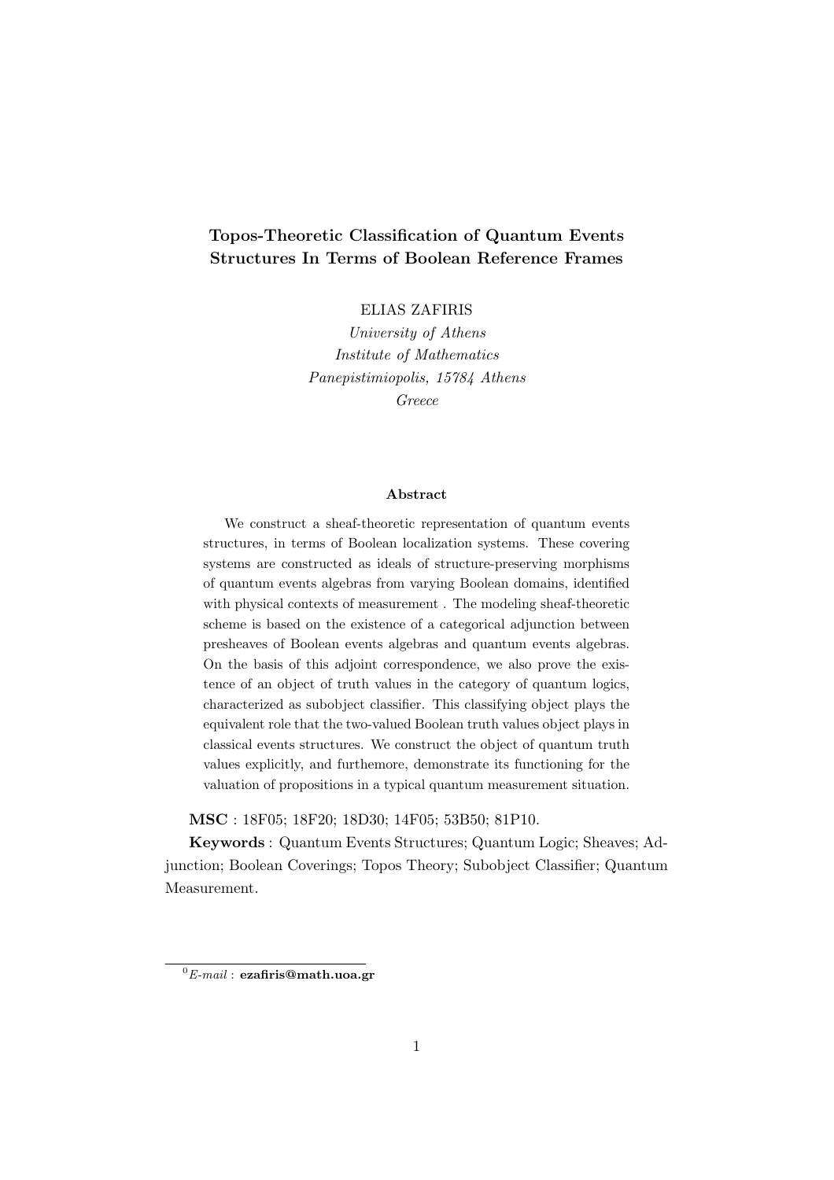# Topos-Theoretic Classification of Quantum Events Structures In Terms of Boolean Reference Frames

ELIAS ZAFIRIS

*University of Athens*
*Institute of Mathematics*
*Panepistimiopolis, 15784 Athens*
*Greece*

### Abstract

We construct a sheaf-theoretic representation of quantum events structures, in terms of Boolean localization systems. These covering systems are constructed as ideals of structure-preserving morphisms of quantum events algebras from varying Boolean domains, identified with physical contexts of measurement . The modeling sheaf-theoretic scheme is based on the existence of a categorical adjunction between presheaves of Boolean events algebras and quantum events algebras. On the basis of this adjoint correspondence, we also prove the existence of an object of truth values in the category of quantum logics, characterized as subobject classifier. This classifying object plays the equivalent role that the two-valued Boolean truth values object plays in classical events structures. We construct the object of quantum truth values explicitly, and furthermore, demonstrate its functioning for the valuation of propositions in a typical quantum measurement situation.

**MSC** : 18F05; 18F20; 18D30; 14F05; 53B50; 81P10.

**Keywords** : Quantum Events Structures; Quantum Logic; Sheaves; Adjunction; Boolean Coverings; Topos Theory; Subobject Classifier; Quantum Measurement.

---

[0] *E-mail* : **ezafiris@math.uoa.gr**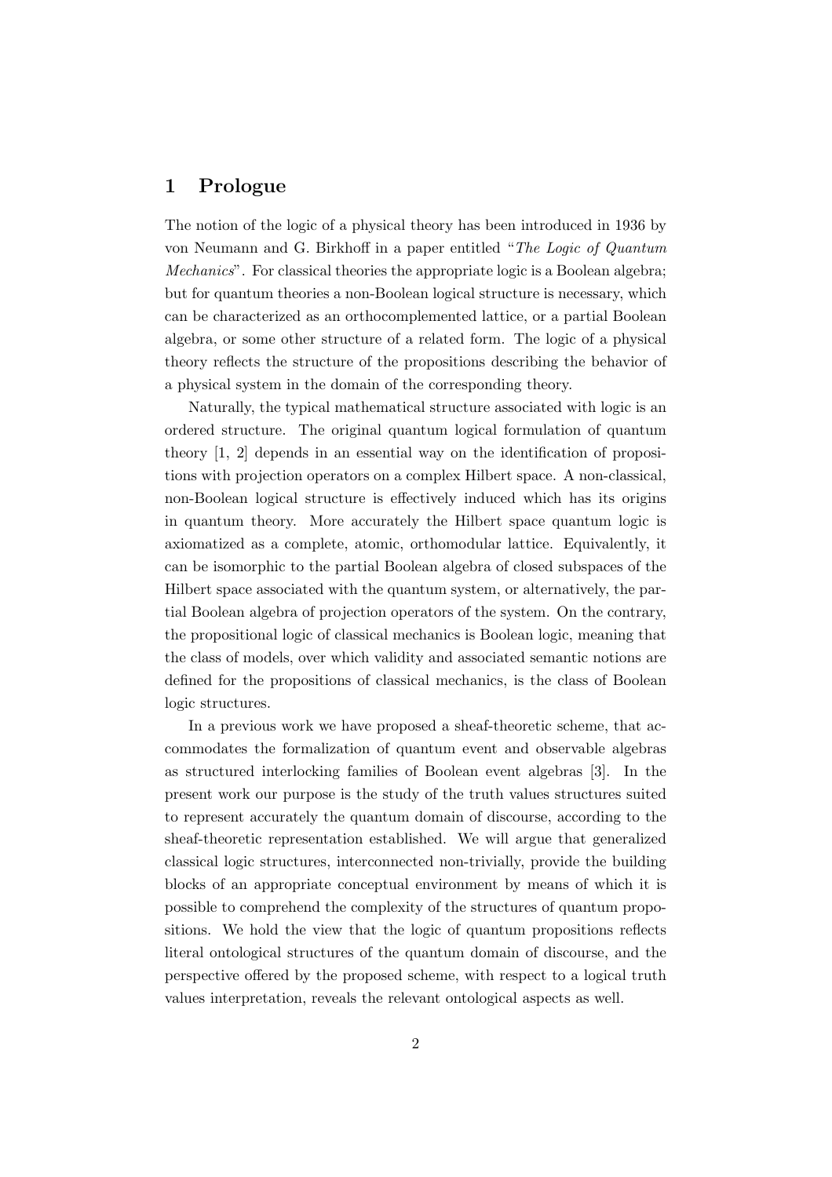# 1 Prologue

The notion of the logic of a physical theory has been introduced in 1936 by von Neumann and G. Birkhoff in a paper entitled "*The Logic of Quantum Mechanics*". For classical theories the appropriate logic is a Boolean algebra; but for quantum theories a non-Boolean logical structure is necessary, which can be characterized as an orthocomplemented lattice, or a partial Boolean algebra, or some other structure of a related form. The logic of a physical theory reflects the structure of the propositions describing the behavior of a physical system in the domain of the corresponding theory.

Naturally, the typical mathematical structure associated with logic is an ordered structure. The original quantum logical formulation of quantum theory [1, 2] depends in an essential way on the identification of propositions with projection operators on a complex Hilbert space. A non-classical, non-Boolean logical structure is effectively induced which has its origins in quantum theory. More accurately the Hilbert space quantum logic is axiomatized as a complete, atomic, orthomodular lattice. Equivalently, it can be isomorphic to the partial Boolean algebra of closed subspaces of the Hilbert space associated with the quantum system, or alternatively, the partial Boolean algebra of projection operators of the system. On the contrary, the propositional logic of classical mechanics is Boolean logic, meaning that the class of models, over which validity and associated semantic notions are defined for the propositions of classical mechanics, is the class of Boolean logic structures.

In a previous work we have proposed a sheaf-theoretic scheme, that accommodates the formalization of quantum event and observable algebras as structured interlocking families of Boolean event algebras [3]. In the present work our purpose is the study of the truth values structures suited to represent accurately the quantum domain of discourse, according to the sheaf-theoretic representation established. We will argue that generalized classical logic structures, interconnected non-trivially, provide the building blocks of an appropriate conceptual environment by means of which it is possible to comprehend the complexity of the structures of quantum propositions. We hold the view that the logic of quantum propositions reflects literal ontological structures of the quantum domain of discourse, and the perspective offered by the proposed scheme, with respect to a logical truth values interpretation, reveals the relevant ontological aspects as well.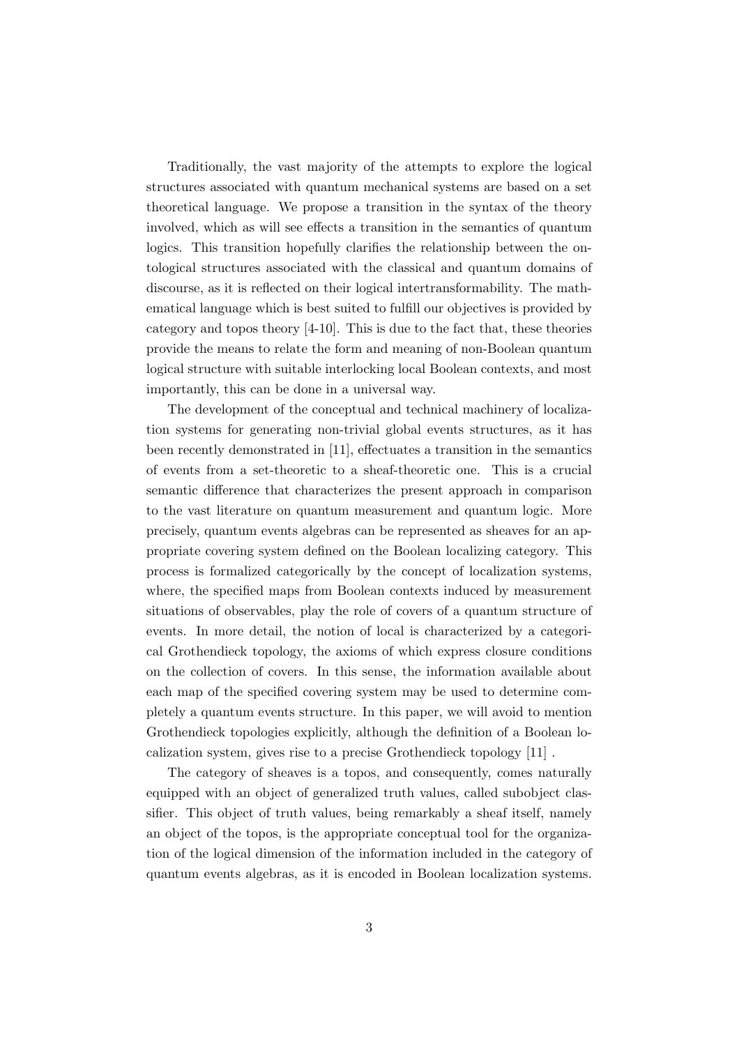Traditionally, the vast majority of the attempts to explore the logical structures associated with quantum mechanical systems are based on a set theoretical language. We propose a transition in the syntax of the theory involved, which as will see effects a transition in the semantics of quantum logics. This transition hopefully clarifies the relationship between the ontological structures associated with the classical and quantum domains of discourse, as it is reflected on their logical intertransformability. The mathematical language which is best suited to fulfill our objectives is provided by category and topos theory [4-10]. This is due to the fact that, these theories provide the means to relate the form and meaning of non-Boolean quantum logical structure with suitable interlocking local Boolean contexts, and most importantly, this can be done in a universal way.

The development of the conceptual and technical machinery of localization systems for generating non-trivial global events structures, as it has been recently demonstrated in [11], effectuates a transition in the semantics of events from a set-theoretic to a sheaf-theoretic one. This is a crucial semantic difference that characterizes the present approach in comparison to the vast literature on quantum measurement and quantum logic. More precisely, quantum events algebras can be represented as sheaves for an appropriate covering system defined on the Boolean localizing category. This process is formalized categorically by the concept of localization systems, where, the specified maps from Boolean contexts induced by measurement situations of observables, play the role of covers of a quantum structure of events. In more detail, the notion of local is characterized by a categorical Grothendieck topology, the axioms of which express closure conditions on the collection of covers. In this sense, the information available about each map of the specified covering system may be used to determine completely a quantum events structure. In this paper, we will avoid to mention Grothendieck topologies explicitly, although the definition of a Boolean localization system, gives rise to a precise Grothendieck topology [11] .

The category of sheaves is a topos, and consequently, comes naturally equipped with an object of generalized truth values, called subobject classifier. This object of truth values, being remarkably a sheaf itself, namely an object of the topos, is the appropriate conceptual tool for the organization of the logical dimension of the information included in the category of quantum events algebras, as it is encoded in Boolean localization systems.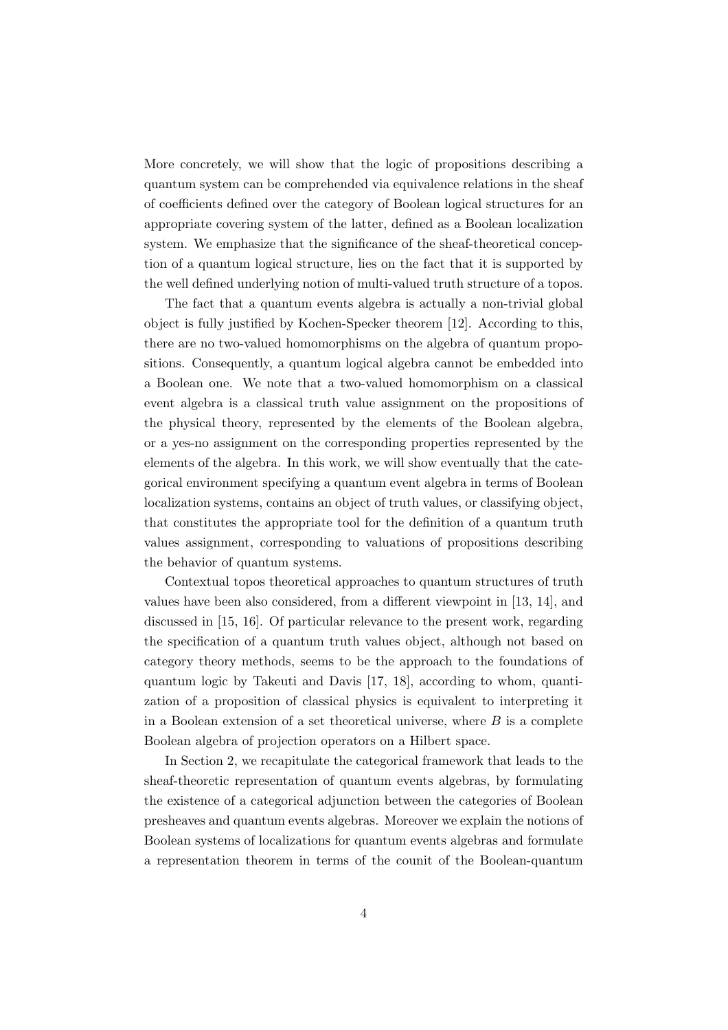More concretely, we will show that the logic of propositions describing a quantum system can be comprehended via equivalence relations in the sheaf of coefficients defined over the category of Boolean logical structures for an appropriate covering system of the latter, defined as a Boolean localization system. We emphasize that the significance of the sheaf-theoretical conception of a quantum logical structure, lies on the fact that it is supported by the well defined underlying notion of multi-valued truth structure of a topos.

The fact that a quantum events algebra is actually a non-trivial global object is fully justified by Kochen-Specker theorem [12]. According to this, there are no two-valued homomorphisms on the algebra of quantum propositions. Consequently, a quantum logical algebra cannot be embedded into a Boolean one. We note that a two-valued homomorphism on a classical event algebra is a classical truth value assignment on the propositions of the physical theory, represented by the elements of the Boolean algebra, or a yes-no assignment on the corresponding properties represented by the elements of the algebra. In this work, we will show eventually that the categorical environment specifying a quantum event algebra in terms of Boolean localization systems, contains an object of truth values, or classifying object, that constitutes the appropriate tool for the definition of a quantum truth values assignment, corresponding to valuations of propositions describing the behavior of quantum systems.

Contextual topos theoretical approaches to quantum structures of truth values have been also considered, from a different viewpoint in [13, 14], and discussed in [15, 16]. Of particular relevance to the present work, regarding the specification of a quantum truth values object, although not based on category theory methods, seems to be the approach to the foundations of quantum logic by Takeuti and Davis [17, 18], according to whom, quantization of a proposition of classical physics is equivalent to interpreting it in a Boolean extension of a set theoretical universe, where $B$ is a complete Boolean algebra of projection operators on a Hilbert space.

In Section 2, we recapitulate the categorical framework that leads to the sheaf-theoretic representation of quantum events algebras, by formulating the existence of a categorical adjunction between the categories of Boolean presheaves and quantum events algebras. Moreover we explain the notions of Boolean systems of localizations for quantum events algebras and formulate a representation theorem in terms of the counit of the Boolean-quantum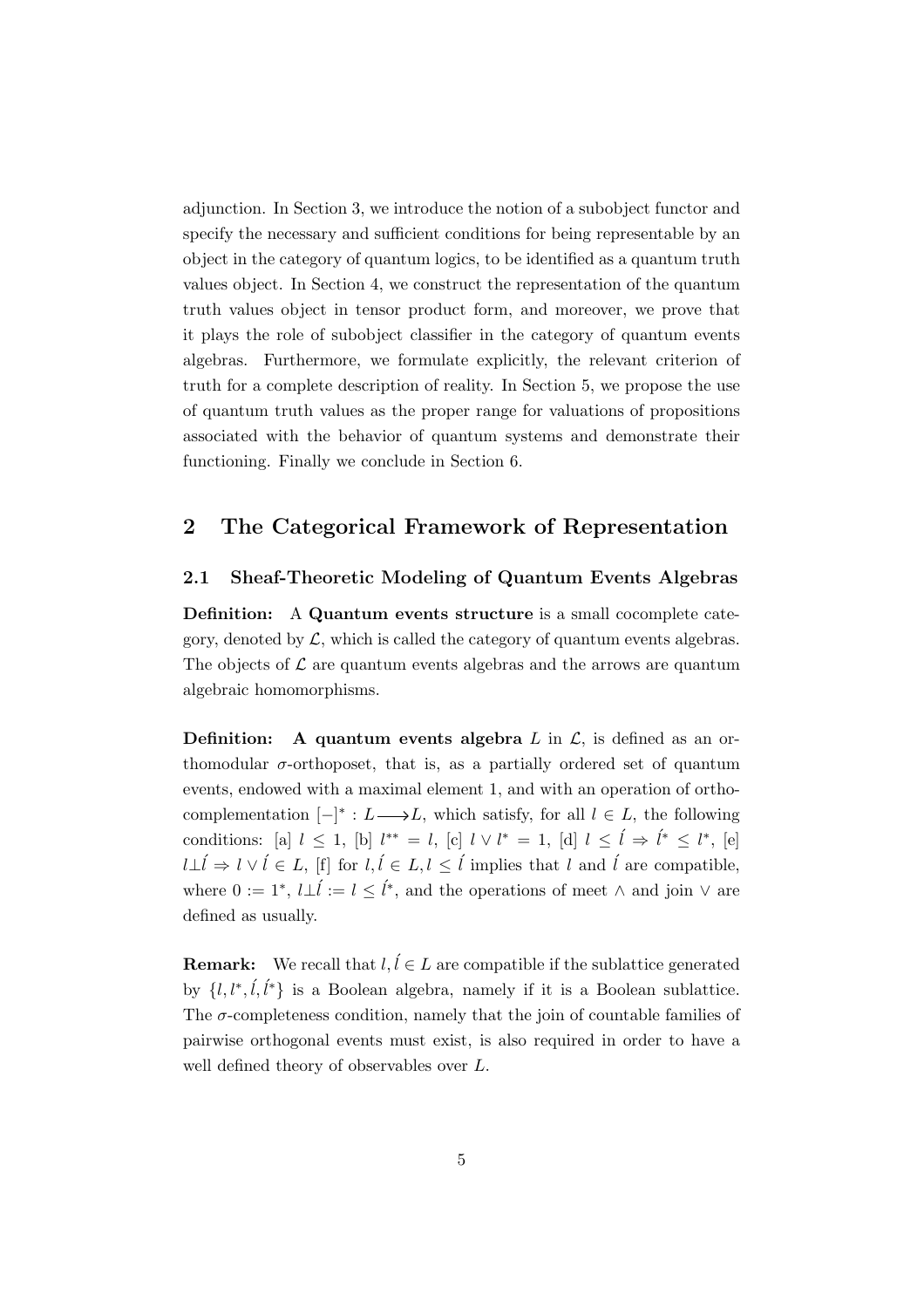adjunction. In Section 3, we introduce the notion of a subobject functor and specify the necessary and sufficient conditions for being representable by an object in the category of quantum logics, to be identified as a quantum truth values object. In Section 4, we construct the representation of the quantum truth values object in tensor product form, and moreover, we prove that it plays the role of subobject classifier in the category of quantum events algebras. Furthermore, we formulate explicitly, the relevant criterion of truth for a complete description of reality. In Section 5, we propose the use of quantum truth values as the proper range for valuations of propositions associated with the behavior of quantum systems and demonstrate their functioning. Finally we conclude in Section 6.

## 2 The Categorical Framework of Representation

### 2.1 Sheaf-Theoretic Modeling of Quantum Events Algebras

**Definition:** A **Quantum events structure** is a small cocomplete category, denoted by $\mathcal{L}$, which is called the category of quantum events algebras. The objects of $\mathcal{L}$ are quantum events algebras and the arrows are quantum algebraic homomorphisms.

**Definition: A quantum events algebra** $L$ in $\mathcal{L}$, is defined as an orthomodular $\sigma$-orthoposet, that is, as a partially ordered set of quantum events, endowed with a maximal element 1, and with an operation of orthocomplementation $[-]^* : L \longrightarrow L$, which satisfy, for all $l \in L$, the following conditions: [a] $l \leq 1$, [b] $l^{**} = l$, [c] $l \vee l^* = 1$, [d] $l \leq \acute{l} \Rightarrow \acute{l}^* \leq l^*$, [e] $l \bot \acute{l} \Rightarrow l \vee \acute{l} \in L$, [f] for $l, \acute{l} \in L, l \leq \acute{l}$ implies that $l$ and $\acute{l}$ are compatible, where $0 := 1^*$, $l \bot \acute{l} := l \leq \acute{l}^*$, and the operations of meet $\wedge$ and join $\vee$ are defined as usually.

**Remark:** We recall that $l, \acute{l} \in L$ are compatible if the sublattice generated by $\{l, l^*, \acute{l}, \acute{l}^*\}$ is a Boolean algebra, namely if it is a Boolean sublattice. The $\sigma$-completeness condition, namely that the join of countable families of pairwise orthogonal events must exist, is also required in order to have a well defined theory of observables over $L$.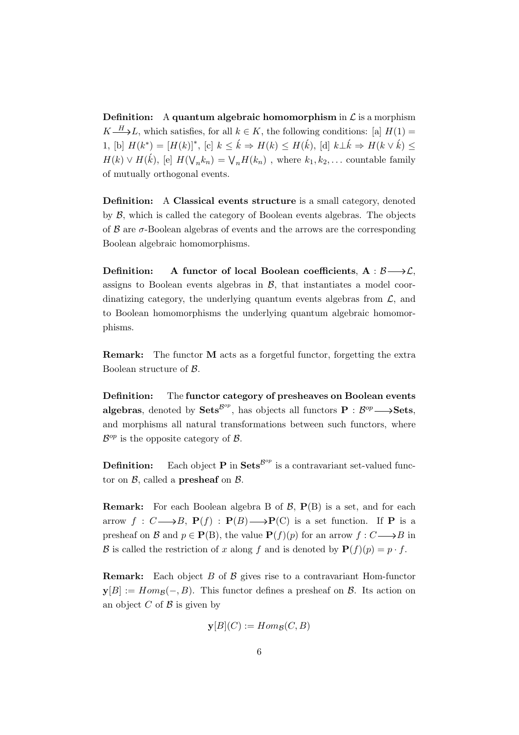**Definition:** A **quantum algebraic homomorphism** in $\mathcal{L}$ is a morphism $K \xrightarrow{H} L$, which satisfies, for all $k \in K$, the following conditions: [a] $H(1) = 1$, [b] $H(k^*) = [H(k)]^*$, [c] $k \leq \acute{k} \Rightarrow H(k) \leq H(\acute{k})$, [d] $k \bot \acute{k} \Rightarrow H(k \vee \acute{k}) \leq H(k) \vee H(\acute{k})$, [e] $H(\bigvee_n k_n) = \bigvee_n H(k_n)$ , where $k_1, k_2, \ldots$ countable family of mutually orthogonal events.

**Definition:** A **Classical events structure** is a small category, denoted by $\mathcal{B}$, which is called the category of Boolean events algebras. The objects of $\mathcal{B}$ are $\sigma$-Boolean algebras of events and the arrows are the corresponding Boolean algebraic homomorphisms.

**Definition:** **A functor of local Boolean coefficients**, $\mathbf{A} : \mathcal{B} \longrightarrow \mathcal{L}$, assigns to Boolean events algebras in $\mathcal{B}$, that instantiates a model coordinatizing category, the underlying quantum events algebras from $\mathcal{L}$, and to Boolean homomorphisms the underlying quantum algebraic homomorphisms.

**Remark:** The functor $\mathbf{M}$ acts as a forgetful functor, forgetting the extra Boolean structure of $\mathcal{B}$.

**Definition:** The **functor category of presheaves on Boolean events algebras**, denoted by $\mathbf{Sets}^{\mathcal{B}^{op}}$, has objects all functors $\mathbf{P} : \mathcal{B}^{op} \longrightarrow \mathbf{Sets}$, and morphisms all natural transformations between such functors, where $\mathcal{B}^{op}$ is the opposite category of $\mathcal{B}$.

**Definition:** Each object $\mathbf{P}$ in $\mathbf{Sets}^{\mathcal{B}^{op}}$ is a contravariant set-valued functor on $\mathcal{B}$, called a **presheaf** on $\mathcal{B}$.

**Remark:** For each Boolean algebra B of $\mathcal{B}$, $\mathbf{P}(\mathrm{B})$ is a set, and for each arrow $f : C \longrightarrow B$, $\mathbf{P}(f) : \mathbf{P}(B) \longrightarrow \mathbf{P}(\mathrm{C})$ is a set function. If $\mathbf{P}$ is a presheaf on $\mathcal{B}$ and $p \in \mathbf{P}(\mathrm{B})$, the value $\mathbf{P}(f)(p)$ for an arrow $f : C \longrightarrow B$ in $\mathcal{B}$ is called the restriction of $x$ along $f$ and is denoted by $\mathbf{P}(f)(p) = p \cdot f$.

**Remark:** Each object $B$ of $\mathcal{B}$ gives rise to a contravariant Hom-functor $\mathbf{y}[B] := Hom_{\mathcal{B}}(-, B)$. This functor defines a presheaf on $\mathcal{B}$. Its action on an object $C$ of $\mathcal{B}$ is given by

$$\mathbf{y}[B](C) := Hom_{\mathcal{B}}(C, B)$$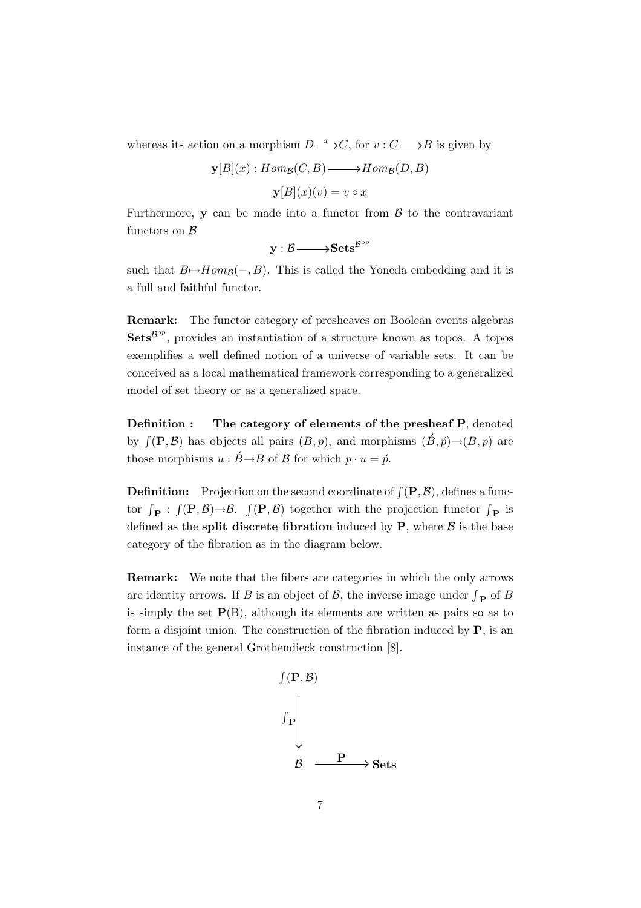whereas its action on a morphism $D \xrightarrow{x} C$, for $v : C \longrightarrow B$ is given by

$$\mathbf{y}[B](x) : Hom_{\mathcal{B}}(C, B) \longrightarrow Hom_{\mathcal{B}}(D, B)$$

$$\mathbf{y}[B](x)(v) = v \circ x$$

Furthermore, $\mathbf{y}$ can be made into a functor from $\mathcal{B}$ to the contravariant functors on $\mathcal{B}$

$$\mathbf{y} : \mathcal{B} \longrightarrow \mathbf{Sets}^{\mathcal{B}^{op}}$$

such that $B \mapsto Hom_{\mathcal{B}}(-, B)$. This is called the Yoneda embedding and it is a full and faithful functor.

**Remark:** The functor category of presheaves on Boolean events algebras $\mathbf{Sets}^{\mathcal{B}^{op}}$, provides an instantiation of a structure known as topos. A topos exemplifies a well defined notion of a universe of variable sets. It can be conceived as a local mathematical framework corresponding to a generalized model of set theory or as a generalized space.

**Definition : The category of elements of the presheaf P**, denoted by $\int(\mathbf{P}, \mathcal{B})$ has objects all pairs $(B, p)$, and morphisms $(\acute{B}, \acute{p}) \rightarrow (B, p)$ are those morphisms $u : \acute{B} \rightarrow B$ of $\mathcal{B}$ for which $p \cdot u = \acute{p}$.

**Definition:** Projection on the second coordinate of $\int(\mathbf{P}, \mathcal{B})$, defines a functor $\int_{\mathbf{P}} : \int(\mathbf{P}, \mathcal{B}) \rightarrow \mathcal{B}$. $\int(\mathbf{P}, \mathcal{B})$ together with the projection functor $\int_{\mathbf{P}}$ is defined as the **split discrete fibration** induced by $\mathbf{P}$, where $\mathcal{B}$ is the base category of the fibration as in the diagram below.

**Remark:** We note that the fibers are categories in which the only arrows are identity arrows. If $B$ is an object of $\mathcal{B}$, the inverse image under $\int_{\mathbf{P}}$ of $B$ is simply the set $\mathbf{P}$(B), although its elements are written as pairs so as to form a disjoint union. The construction of the fibration induced by $\mathbf{P}$, is an instance of the general Grothendieck construction [8].

$$\begin{array}{ccc} \int(\mathbf{P}, \mathcal{B}) & & \\ \Big\downarrow {\scriptstyle \int_{\mathbf{P}}} & & \\ \mathcal{B} & \xrightarrow{\mathbf{P}} & \mathbf{Sets} \end{array}$$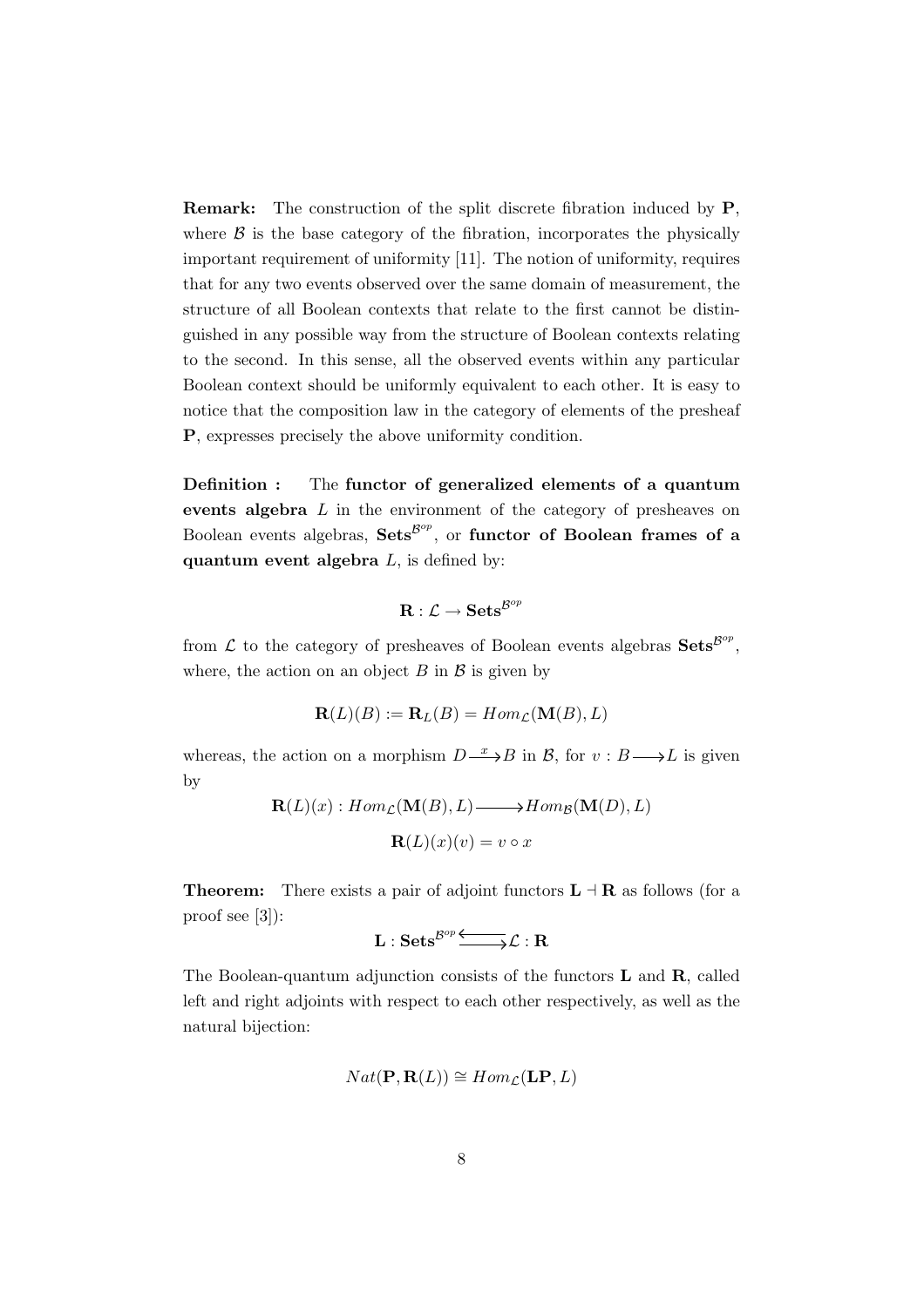**Remark:** The construction of the split discrete fibration induced by $\mathbf{P}$, where $\mathcal{B}$ is the base category of the fibration, incorporates the physically important requirement of uniformity [11]. The notion of uniformity, requires that for any two events observed over the same domain of measurement, the structure of all Boolean contexts that relate to the first cannot be distinguished in any possible way from the structure of Boolean contexts relating to the second. In this sense, all the observed events within any particular Boolean context should be uniformly equivalent to each other. It is easy to notice that the composition law in the category of elements of the presheaf $\mathbf{P}$, expresses precisely the above uniformity condition.

**Definition :** The **functor of generalized elements of a quantum events algebra** $L$ in the environment of the category of presheaves on Boolean events algebras, $\mathbf{Sets}^{\mathcal{B}^{op}}$, or **functor of Boolean frames of a quantum event algebra** $L$, is defined by:

$$\mathbf{R} : \mathcal{L} \to \mathbf{Sets}^{\mathcal{B}^{op}}$$

from $\mathcal{L}$ to the category of presheaves of Boolean events algebras $\mathbf{Sets}^{\mathcal{B}^{op}}$, where, the action on an object $B$ in $\mathcal{B}$ is given by

$$\mathbf{R}(L)(B) := \mathbf{R}_L(B) = Hom_{\mathcal{L}}(\mathbf{M}(B), L)$$

whereas, the action on a morphism $D \xrightarrow{x} B$ in $\mathcal{B}$, for $v : B \longrightarrow L$ is given by

$$\mathbf{R}(L)(x) : Hom_{\mathcal{L}}(\mathbf{M}(B), L) \longrightarrow Hom_{\mathcal{B}}(\mathbf{M}(D), L)$$

$$\mathbf{R}(L)(x)(v) = v \circ x$$

**Theorem:** There exists a pair of adjoint functors $\mathbf{L} \dashv \mathbf{R}$ as follows (for a proof see [3]):

$$\mathbf{L} : \mathbf{Sets}^{\mathcal{B}^{op}} \overset{\longleftarrow}{\longrightarrow} \mathcal{L} : \mathbf{R}$$

The Boolean-quantum adjunction consists of the functors $\mathbf{L}$ and $\mathbf{R}$, called left and right adjoints with respect to each other respectively, as well as the natural bijection:

$$Nat(\mathbf{P}, \mathbf{R}(L)) \cong Hom_{\mathcal{L}}(\mathbf{LP}, L)$$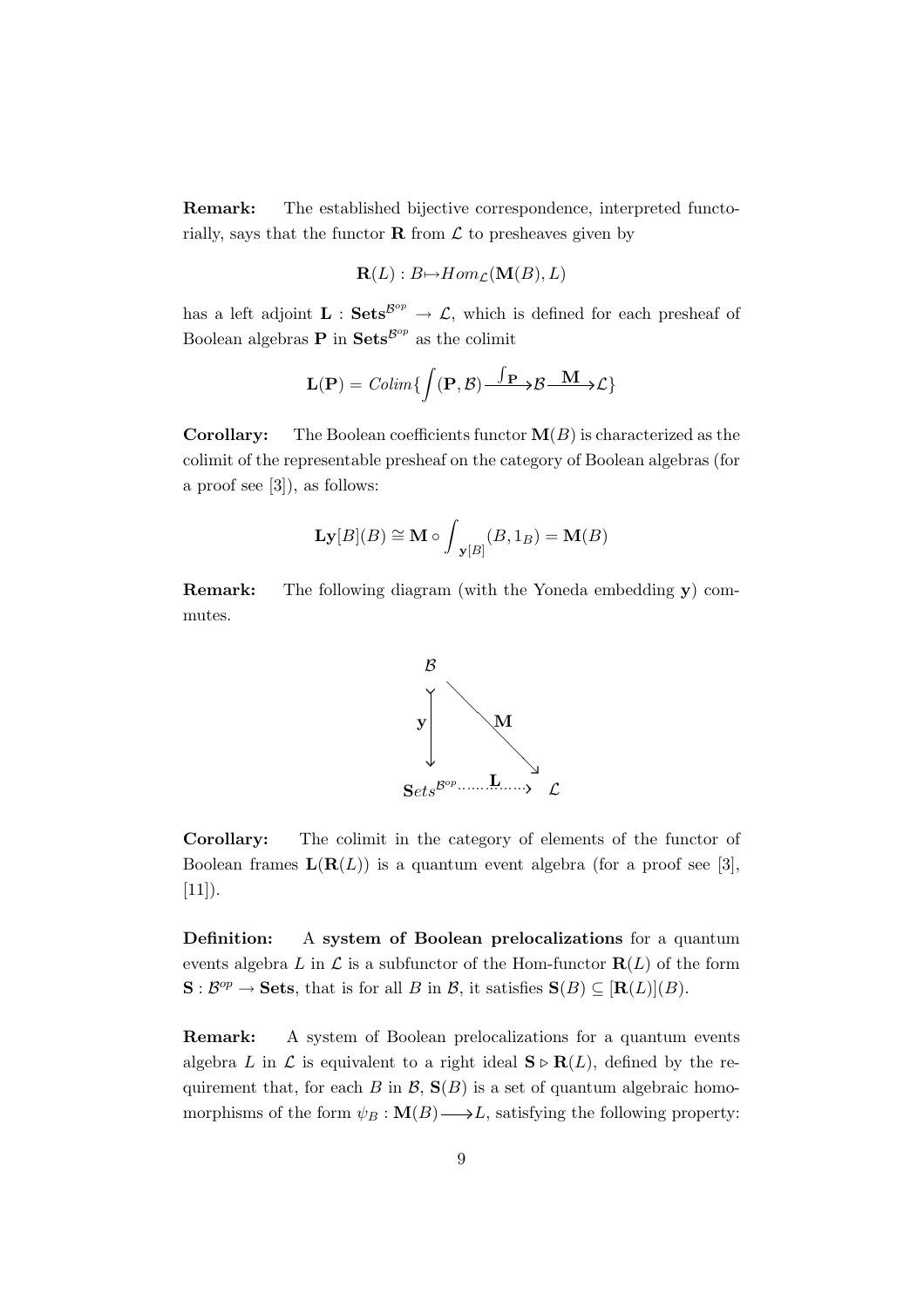**Remark:** The established bijective correspondence, interpreted functorially, says that the functor $\mathbf{R}$ from $\mathcal{L}$ to presheaves given by

$$\mathbf{R}(L) : B \mapsto Hom_{\mathcal{L}}(\mathbf{M}(B), L)$$

has a left adjoint $\mathbf{L} : \mathbf{Sets}^{\mathcal{B}^{op}} \to \mathcal{L}$, which is defined for each presheaf of Boolean algebras $\mathbf{P}$ in $\mathbf{Sets}^{\mathcal{B}^{op}}$ as the colimit

$$\mathbf{L}(\mathbf{P}) = Colim\{\int(\mathbf{P}, \mathcal{B}) \xrightarrow{\int_{\mathbf{P}}} \mathcal{B} \xrightarrow{\mathbf{M}} \mathcal{L}\}$$

**Corollary:** The Boolean coefficients functor $\mathbf{M}(B)$ is characterized as the colimit of the representable presheaf on the category of Boolean algebras (for a proof see [3]), as follows:

$$\mathbf{L}\mathbf{y}[B](B) \cong \mathbf{M} \circ \int_{\mathbf{y}[B]}(B, 1_B) = \mathbf{M}(B)$$

**Remark:** The following diagram (with the Yoneda embedding $\mathbf{y}$) commutes.

$$\begin{array}{ccc}
\mathcal{B} & & \\
\big\downarrow{\scriptstyle \mathbf{y}} & \searrow^{\mathbf{M}} & \\
\mathbf{S}ets^{\mathcal{B}^{op}} & \xrightarrow{\mathbf{L}} & \mathcal{L}
\end{array}$$

**Corollary:** The colimit in the category of elements of the functor of Boolean frames $\mathbf{L}(\mathbf{R}(L))$ is a quantum event algebra (for a proof see [3], [11]).

**Definition:** A **system of Boolean prelocalizations** for a quantum events algebra $L$ in $\mathcal{L}$ is a subfunctor of the Hom-functor $\mathbf{R}(L)$ of the form $\mathbf{S} : \mathcal{B}^{op} \to \mathbf{Sets}$, that is for all $B$ in $\mathcal{B}$, it satisfies $\mathbf{S}(B) \subseteq [\mathbf{R}(L)](B)$.

**Remark:** A system of Boolean prelocalizations for a quantum events algebra $L$ in $\mathcal{L}$ is equivalent to a right ideal $\mathbf{S} \triangleright \mathbf{R}(L)$, defined by the requirement that, for each $B$ in $\mathcal{B}$, $\mathbf{S}(B)$ is a set of quantum algebraic homomorphisms of the form $\psi_B : \mathbf{M}(B) \longrightarrow L$, satisfying the following property: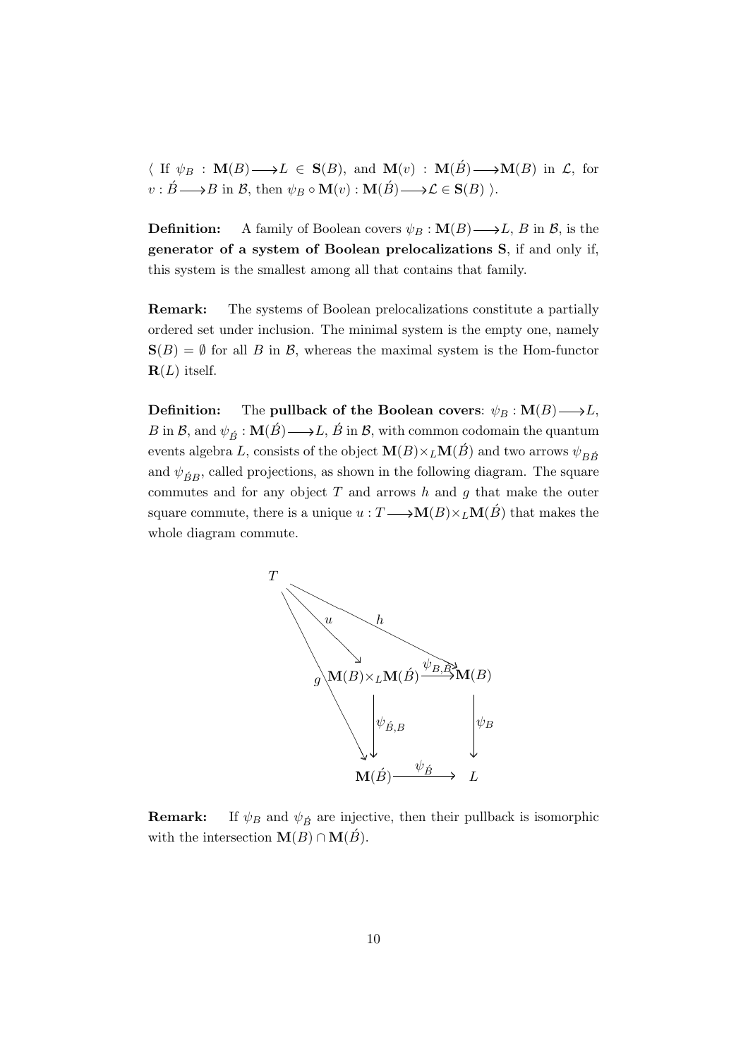$\langle$ If $\psi_B : \mathbf{M}(B) \longrightarrow L \in \mathbf{S}(B)$, and $\mathbf{M}(v) : \mathbf{M}(\acute{B}) \longrightarrow \mathbf{M}(B)$ in $\mathcal{L}$, for $v : \acute{B} \longrightarrow B$ in $\mathcal{B}$, then $\psi_B \circ \mathbf{M}(v) : \mathbf{M}(\acute{B}) \longrightarrow \mathcal{L} \in \mathbf{S}(B)$ $\rangle$.

**Definition:** A family of Boolean covers $\psi_B : \mathbf{M}(B) \longrightarrow L$, $B$ in $\mathcal{B}$, is the **generator of a system of Boolean prelocalizations S**, if and only if, this system is the smallest among all that contains that family.

**Remark:** The systems of Boolean prelocalizations constitute a partially ordered set under inclusion. The minimal system is the empty one, namely $\mathbf{S}(B) = \emptyset$ for all $B$ in $\mathcal{B}$, whereas the maximal system is the Hom-functor $\mathbf{R}(L)$ itself.

**Definition:** The **pullback of the Boolean covers**: $\psi_B : \mathbf{M}(B) \longrightarrow L$, $B$ in $\mathcal{B}$, and $\psi_{\acute{B}} : \mathbf{M}(\acute{B}) \longrightarrow L$, $\acute{B}$ in $\mathcal{B}$, with common codomain the quantum events algebra $L$, consists of the object $\mathbf{M}(B) \times_L \mathbf{M}(\acute{B})$ and two arrows $\psi_{B\acute{B}}$ and $\psi_{\acute{B}B}$, called projections, as shown in the following diagram. The square commutes and for any object $T$ and arrows $h$ and $g$ that make the outer square commute, there is a unique $u : T \longrightarrow \mathbf{M}(B) \times_L \mathbf{M}(\acute{B})$ that makes the whole diagram commute.

$$
\begin{array}{ccccc}
T & & & & \\
& \searrow^{u} & & \searrow^{h} & \\
& & \mathbf{M}(B)\times_L\mathbf{M}(\acute{B}) & \xrightarrow{\psi_{B,\acute{B}}} & \mathbf{M}(B) \\
& {}_{g}\searrow & \downarrow \psi_{\acute{B},B} & & \downarrow \psi_B \\
& & \mathbf{M}(\acute{B}) & \xrightarrow{\psi_{\acute{B}}} & L
\end{array}
$$

**Remark:** If $\psi_B$ and $\psi_{\acute{B}}$ are injective, then their pullback is isomorphic with the intersection $\mathbf{M}(B) \cap \mathbf{M}(\acute{B})$.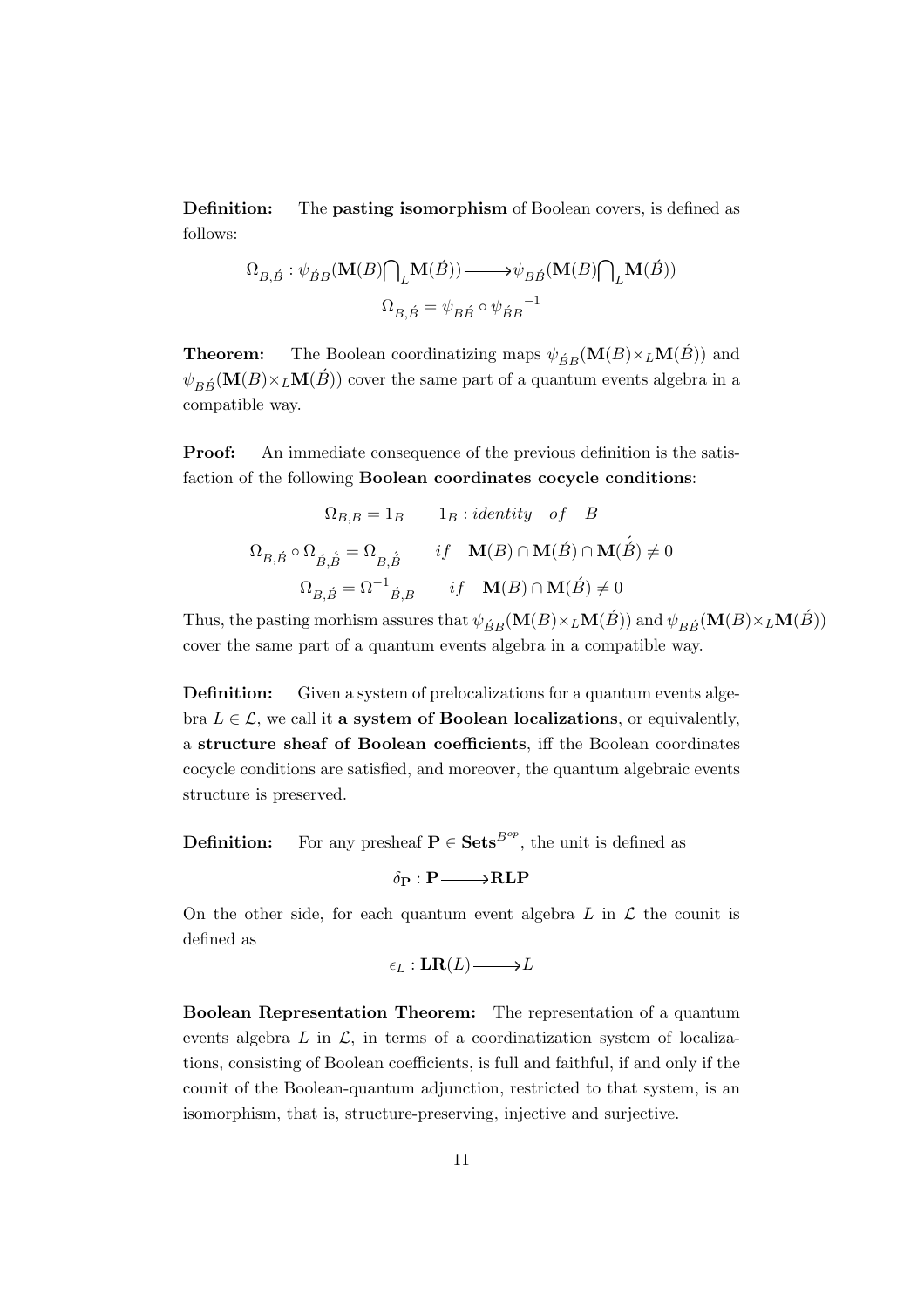**Definition:** The **pasting isomorphism** of Boolean covers, is defined as follows:

$$\Omega_{B,\acute{B}} : \psi_{\acute{B}B}(\mathbf{M}(B)\bigcap_L \mathbf{M}(\acute{B})) \longrightarrow \psi_{B\acute{B}}(\mathbf{M}(B)\bigcap_L \mathbf{M}(\acute{B}))$$

$$\Omega_{B,\acute{B}} = \psi_{B\acute{B}} \circ {\psi_{\acute{B}B}}^{-1}$$

**Theorem:** The Boolean coordinatizing maps $\psi_{\acute{B}B}(\mathbf{M}(B) \times_L \mathbf{M}(\acute{B}))$ and $\psi_{B\acute{B}}(\mathbf{M}(B) \times_L \mathbf{M}(\acute{B}))$ cover the same part of a quantum events algebra in a compatible way.

**Proof:** An immediate consequence of the previous definition is the satisfaction of the following **Boolean coordinates cocycle conditions**:

$$\Omega_{B,B} = 1_B \qquad 1_B : identity \quad of \quad B$$

$$\Omega_{B,\acute{B}} \circ \Omega_{\acute{B},\acute{\acute{B}}} = \Omega_{B,\acute{\acute{B}}} \qquad if \quad \mathbf{M}(B) \cap \mathbf{M}(\acute{B}) \cap \mathbf{M}(\acute{\acute{B}}) \neq 0$$

$$\Omega_{B,\acute{B}} = {\Omega^{-1}}_{\acute{B},B} \qquad if \quad \mathbf{M}(B) \cap \mathbf{M}(\acute{B}) \neq 0$$

Thus, the pasting morhism assures that $\psi_{\acute{B}B}(\mathbf{M}(B) \times_L \mathbf{M}(\acute{B}))$ and $\psi_{B\acute{B}}(\mathbf{M}(B) \times_L \mathbf{M}(\acute{B}))$ cover the same part of a quantum events algebra in a compatible way.

**Definition:** Given a system of prelocalizations for a quantum events algebra $L \in \mathcal{L}$, we call it **a system of Boolean localizations**, or equivalently, a **structure sheaf of Boolean coefficients**, iff the Boolean coordinates cocycle conditions are satisfied, and moreover, the quantum algebraic events structure is preserved.

**Definition:** For any presheaf $\mathbf{P} \in \mathbf{Sets}^{B^{op}}$, the unit is defined as

$$\delta_{\mathbf{P}} : \mathbf{P} \longrightarrow \mathbf{RLP}$$

On the other side, for each quantum event algebra $L$ in $\mathcal{L}$ the counit is defined as

$$\epsilon_L : \mathbf{LR}(L) \longrightarrow L$$

**Boolean Representation Theorem:** The representation of a quantum events algebra $L$ in $\mathcal{L}$, in terms of a coordinatization system of localizations, consisting of Boolean coefficients, is full and faithful, if and only if the counit of the Boolean-quantum adjunction, restricted to that system, is an isomorphism, that is, structure-preserving, injective and surjective.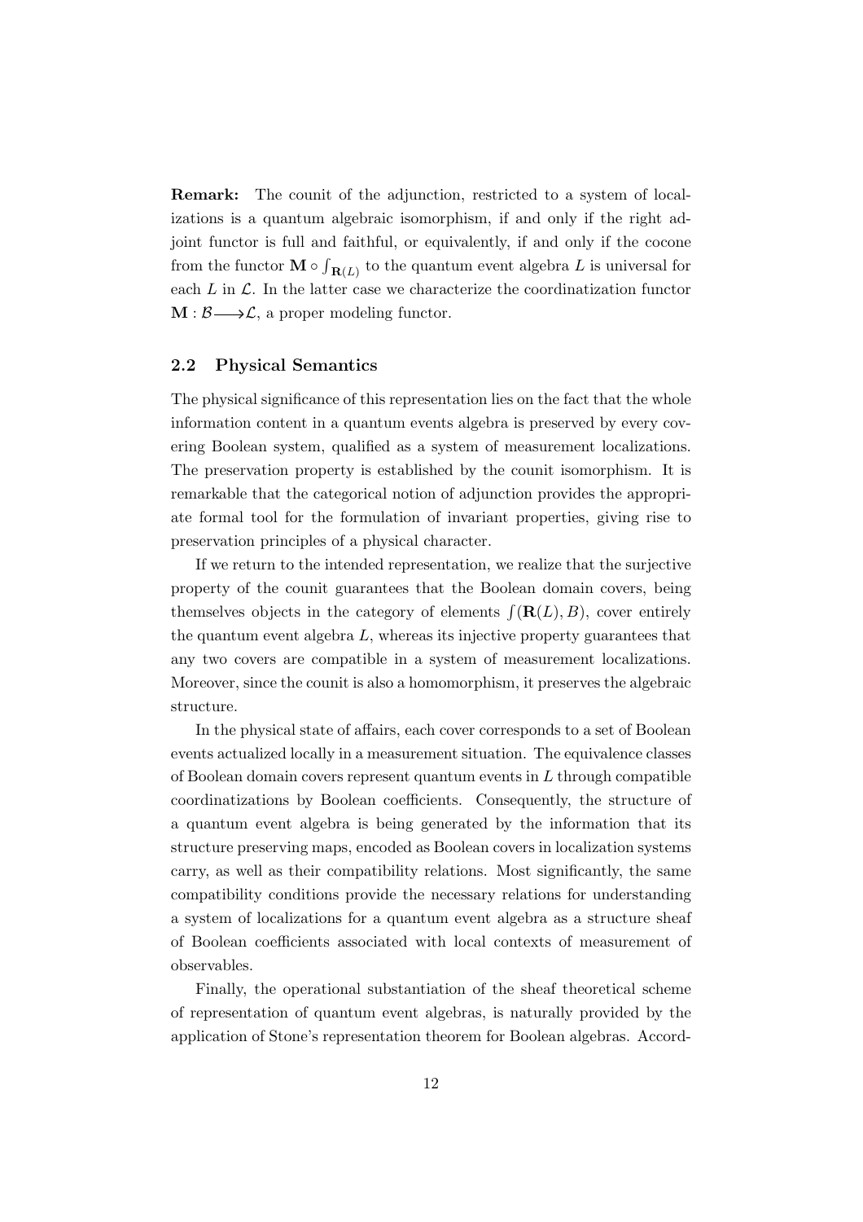**Remark:** The counit of the adjunction, restricted to a system of localizations is a quantum algebraic isomorphism, if and only if the right adjoint functor is full and faithful, or equivalently, if and only if the cocone from the functor $\mathbf{M} \circ \int_{\mathbf{R}(L)}$ to the quantum event algebra $L$ is universal for each $L$ in $\mathcal{L}$. In the latter case we characterize the coordinatization functor $\mathbf{M} : \mathcal{B} \longrightarrow \mathcal{L}$, a proper modeling functor.

### 2.2 Physical Semantics

The physical significance of this representation lies on the fact that the whole information content in a quantum events algebra is preserved by every covering Boolean system, qualified as a system of measurement localizations. The preservation property is established by the counit isomorphism. It is remarkable that the categorical notion of adjunction provides the appropriate formal tool for the formulation of invariant properties, giving rise to preservation principles of a physical character.

If we return to the intended representation, we realize that the surjective property of the counit guarantees that the Boolean domain covers, being themselves objects in the category of elements $\int(\mathbf{R}(L), B)$, cover entirely the quantum event algebra $L$, whereas its injective property guarantees that any two covers are compatible in a system of measurement localizations. Moreover, since the counit is also a homomorphism, it preserves the algebraic structure.

In the physical state of affairs, each cover corresponds to a set of Boolean events actualized locally in a measurement situation. The equivalence classes of Boolean domain covers represent quantum events in $L$ through compatible coordinatizations by Boolean coefficients. Consequently, the structure of a quantum event algebra is being generated by the information that its structure preserving maps, encoded as Boolean covers in localization systems carry, as well as their compatibility relations. Most significantly, the same compatibility conditions provide the necessary relations for understanding a system of localizations for a quantum event algebra as a structure sheaf of Boolean coefficients associated with local contexts of measurement of observables.

Finally, the operational substantiation of the sheaf theoretical scheme of representation of quantum event algebras, is naturally provided by the application of Stone's representation theorem for Boolean algebras. Accord-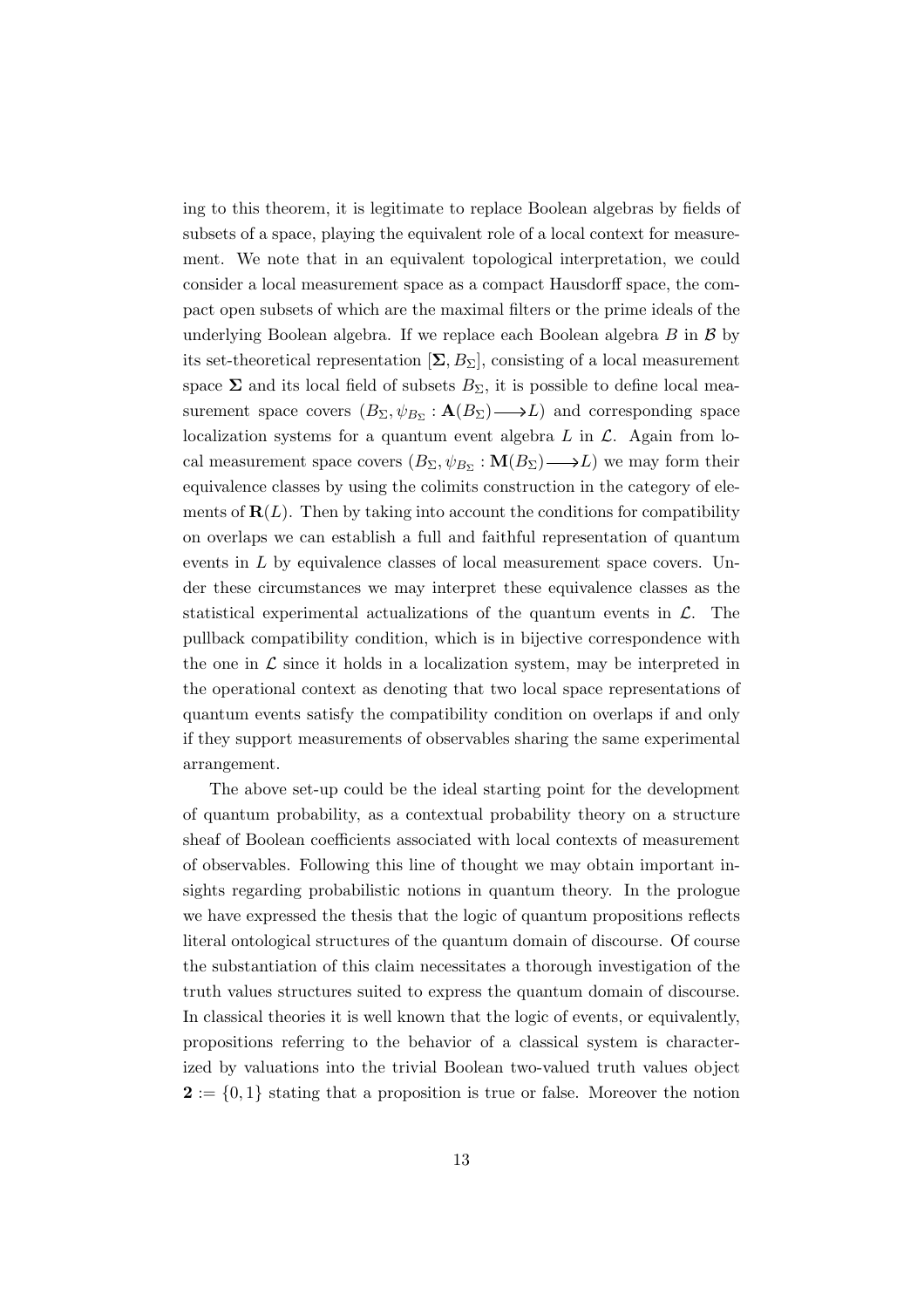ing to this theorem, it is legitimate to replace Boolean algebras by fields of subsets of a space, playing the equivalent role of a local context for measurement. We note that in an equivalent topological interpretation, we could consider a local measurement space as a compact Hausdorff space, the compact open subsets of which are the maximal filters or the prime ideals of the underlying Boolean algebra. If we replace each Boolean algebra $B$ in $\mathcal{B}$ by its set-theoretical representation $[\mathbf{\Sigma}, B_\Sigma]$, consisting of a local measurement space $\mathbf{\Sigma}$ and its local field of subsets $B_\Sigma$, it is possible to define local measurement space covers $(B_\Sigma, \psi_{B_\Sigma} : \mathbf{A}(B_\Sigma) \longrightarrow L)$ and corresponding space localization systems for a quantum event algebra $L$ in $\mathcal{L}$. Again from local measurement space covers $(B_\Sigma, \psi_{B_\Sigma} : \mathbf{M}(B_\Sigma) \longrightarrow L)$ we may form their equivalence classes by using the colimits construction in the category of elements of $\mathbf{R}(L)$. Then by taking into account the conditions for compatibility on overlaps we can establish a full and faithful representation of quantum events in $L$ by equivalence classes of local measurement space covers. Under these circumstances we may interpret these equivalence classes as the statistical experimental actualizations of the quantum events in $\mathcal{L}$. The pullback compatibility condition, which is in bijective correspondence with the one in $\mathcal{L}$ since it holds in a localization system, may be interpreted in the operational context as denoting that two local space representations of quantum events satisfy the compatibility condition on overlaps if and only if they support measurements of observables sharing the same experimental arrangement.

The above set-up could be the ideal starting point for the development of quantum probability, as a contextual probability theory on a structure sheaf of Boolean coefficients associated with local contexts of measurement of observables. Following this line of thought we may obtain important insights regarding probabilistic notions in quantum theory. In the prologue we have expressed the thesis that the logic of quantum propositions reflects literal ontological structures of the quantum domain of discourse. Of course the substantiation of this claim necessitates a thorough investigation of the truth values structures suited to express the quantum domain of discourse. In classical theories it is well known that the logic of events, or equivalently, propositions referring to the behavior of a classical system is characterized by valuations into the trivial Boolean two-valued truth values object $\mathbf{2} := \{0, 1\}$ stating that a proposition is true or false. Moreover the notion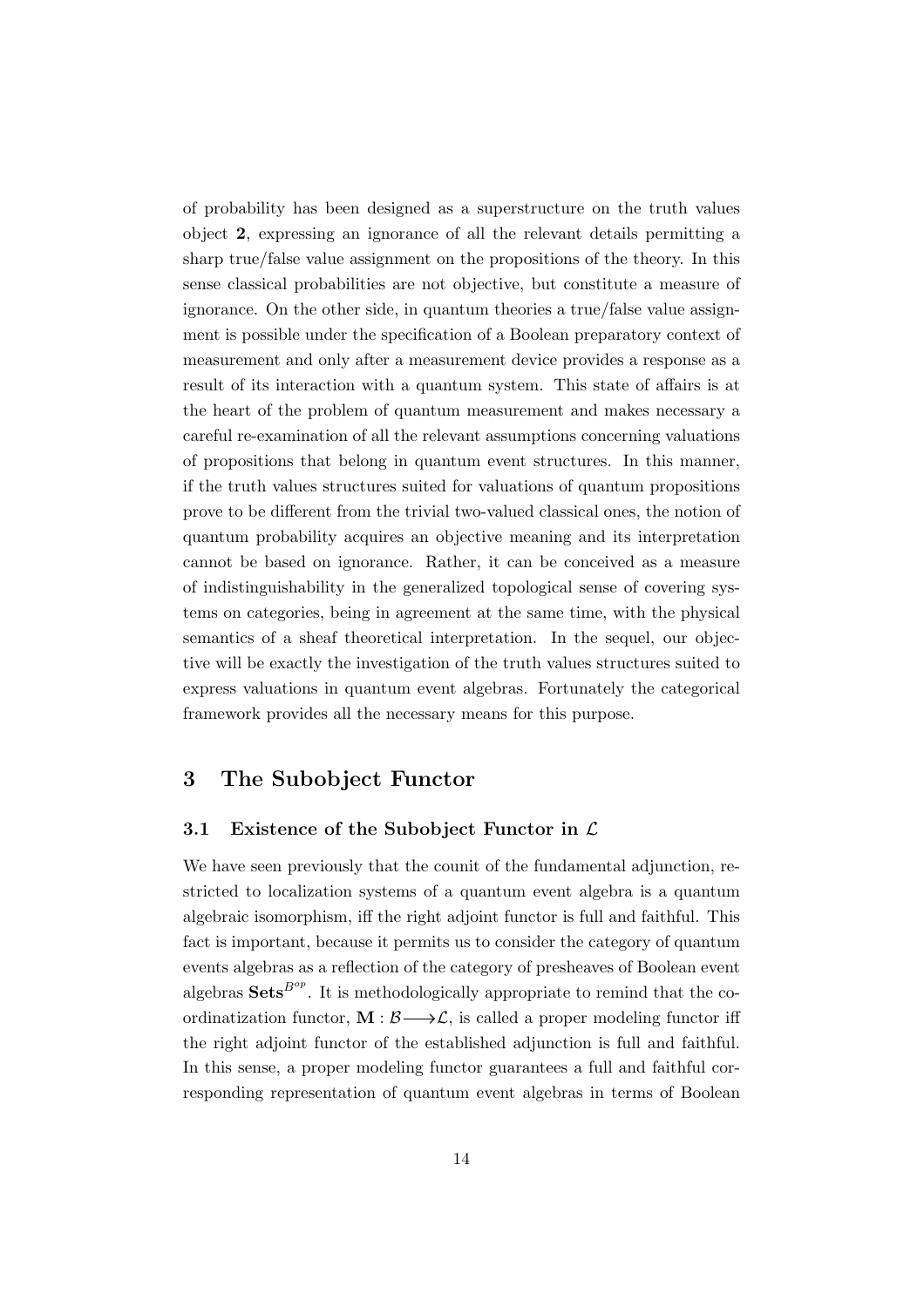of probability has been designed as a superstructure on the truth values object **2**, expressing an ignorance of all the relevant details permitting a sharp true/false value assignment on the propositions of the theory. In this sense classical probabilities are not objective, but constitute a measure of ignorance. On the other side, in quantum theories a true/false value assignment is possible under the specification of a Boolean preparatory context of measurement and only after a measurement device provides a response as a result of its interaction with a quantum system. This state of affairs is at the heart of the problem of quantum measurement and makes necessary a careful re-examination of all the relevant assumptions concerning valuations of propositions that belong in quantum event structures. In this manner, if the truth values structures suited for valuations of quantum propositions prove to be different from the trivial two-valued classical ones, the notion of quantum probability acquires an objective meaning and its interpretation cannot be based on ignorance. Rather, it can be conceived as a measure of indistinguishability in the generalized topological sense of covering systems on categories, being in agreement at the same time, with the physical semantics of a sheaf theoretical interpretation. In the sequel, our objective will be exactly the investigation of the truth values structures suited to express valuations in quantum event algebras. Fortunately the categorical framework provides all the necessary means for this purpose.

# 3 The Subobject Functor

## 3.1 Existence of the Subobject Functor in $\mathcal{L}$

We have seen previously that the counit of the fundamental adjunction, restricted to localization systems of a quantum event algebra is a quantum algebraic isomorphism, iff the right adjoint functor is full and faithful. This fact is important, because it permits us to consider the category of quantum events algebras as a reflection of the category of presheaves of Boolean event algebras $\mathbf{Sets}^{\mathcal{B}^{op}}$. It is methodologically appropriate to remind that the coordinatization functor, $\mathbf{M} : \mathcal{B} \longrightarrow \mathcal{L}$, is called a proper modeling functor iff the right adjoint functor of the established adjunction is full and faithful. In this sense, a proper modeling functor guarantees a full and faithful corresponding representation of quantum event algebras in terms of Boolean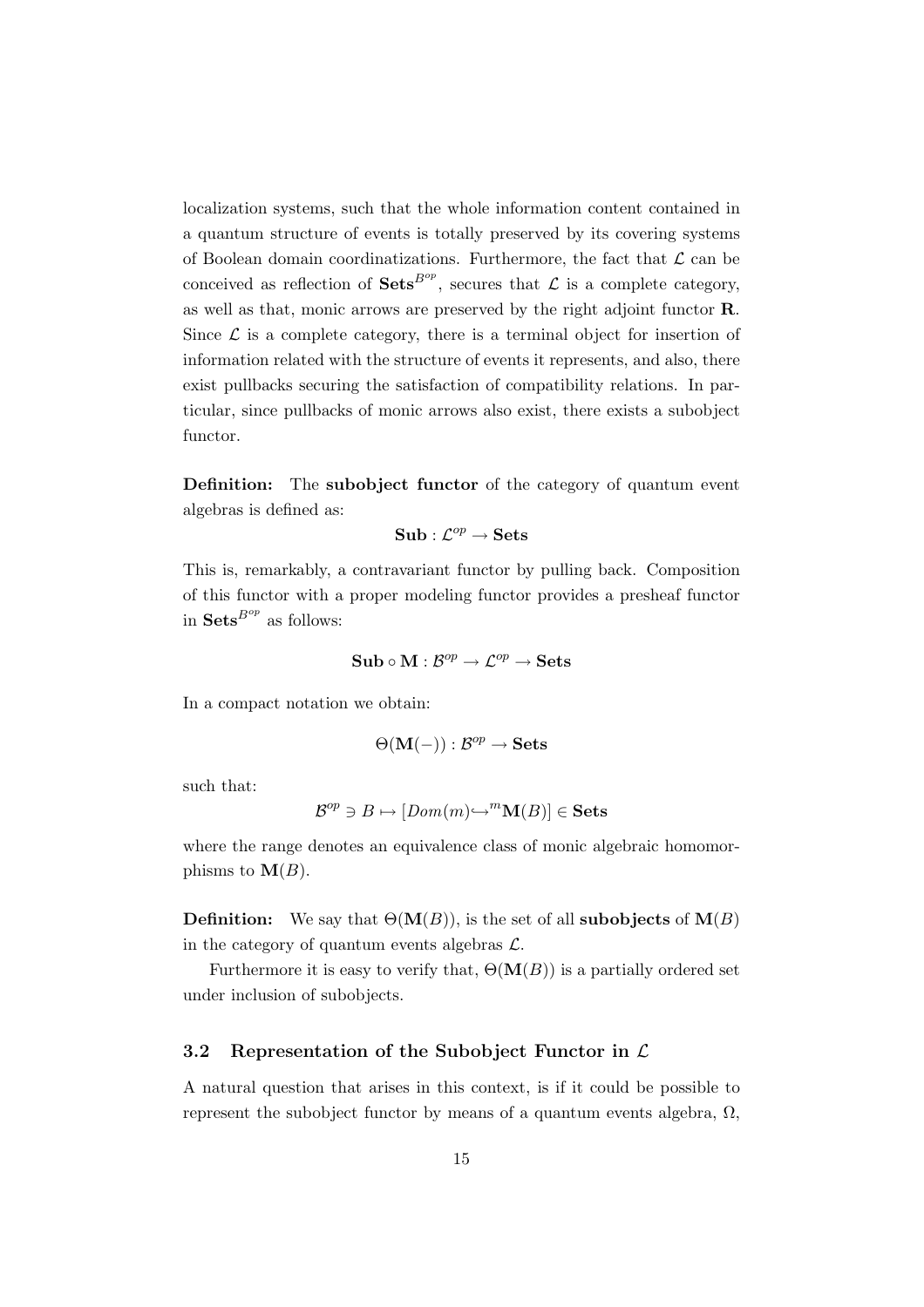localization systems, such that the whole information content contained in a quantum structure of events is totally preserved by its covering systems of Boolean domain coordinatizations. Furthermore, the fact that $\mathcal{L}$ can be conceived as reflection of $\mathbf{Sets}^{B^{op}}$, secures that $\mathcal{L}$ is a complete category, as well as that, monic arrows are preserved by the right adjoint functor $\mathbf{R}$. Since $\mathcal{L}$ is a complete category, there is a terminal object for insertion of information related with the structure of events it represents, and also, there exist pullbacks securing the satisfaction of compatibility relations. In particular, since pullbacks of monic arrows also exist, there exists a subobject functor.

**Definition:** The **subobject functor** of the category of quantum event algebras is defined as:

$$\mathbf{Sub} : \mathcal{L}^{op} \to \mathbf{Sets}$$

This is, remarkably, a contravariant functor by pulling back. Composition of this functor with a proper modeling functor provides a presheaf functor in $\mathbf{Sets}^{B^{op}}$ as follows:

$$\mathbf{Sub} \circ \mathbf{M} : \mathcal{B}^{op} \to \mathcal{L}^{op} \to \mathbf{Sets}$$

In a compact notation we obtain:

$$\Theta(\mathbf{M}(-)) : \mathcal{B}^{op} \to \mathbf{Sets}$$

such that:

$$\mathcal{B}^{op} \ni B \mapsto [Dom(m) \hookrightarrow^{m} \mathbf{M}(B)] \in \mathbf{Sets}$$

where the range denotes an equivalence class of monic algebraic homomorphisms to $\mathbf{M}(B)$.

**Definition:** We say that $\Theta(\mathbf{M}(B))$, is the set of all **subobjects** of $\mathbf{M}(B)$ in the category of quantum events algebras $\mathcal{L}$.

Furthermore it is easy to verify that, $\Theta(\mathbf{M}(B))$ is a partially ordered set under inclusion of subobjects.

### 3.2 Representation of the Subobject Functor in $\mathcal{L}$

A natural question that arises in this context, is if it could be possible to represent the subobject functor by means of a quantum events algebra, $\Omega$,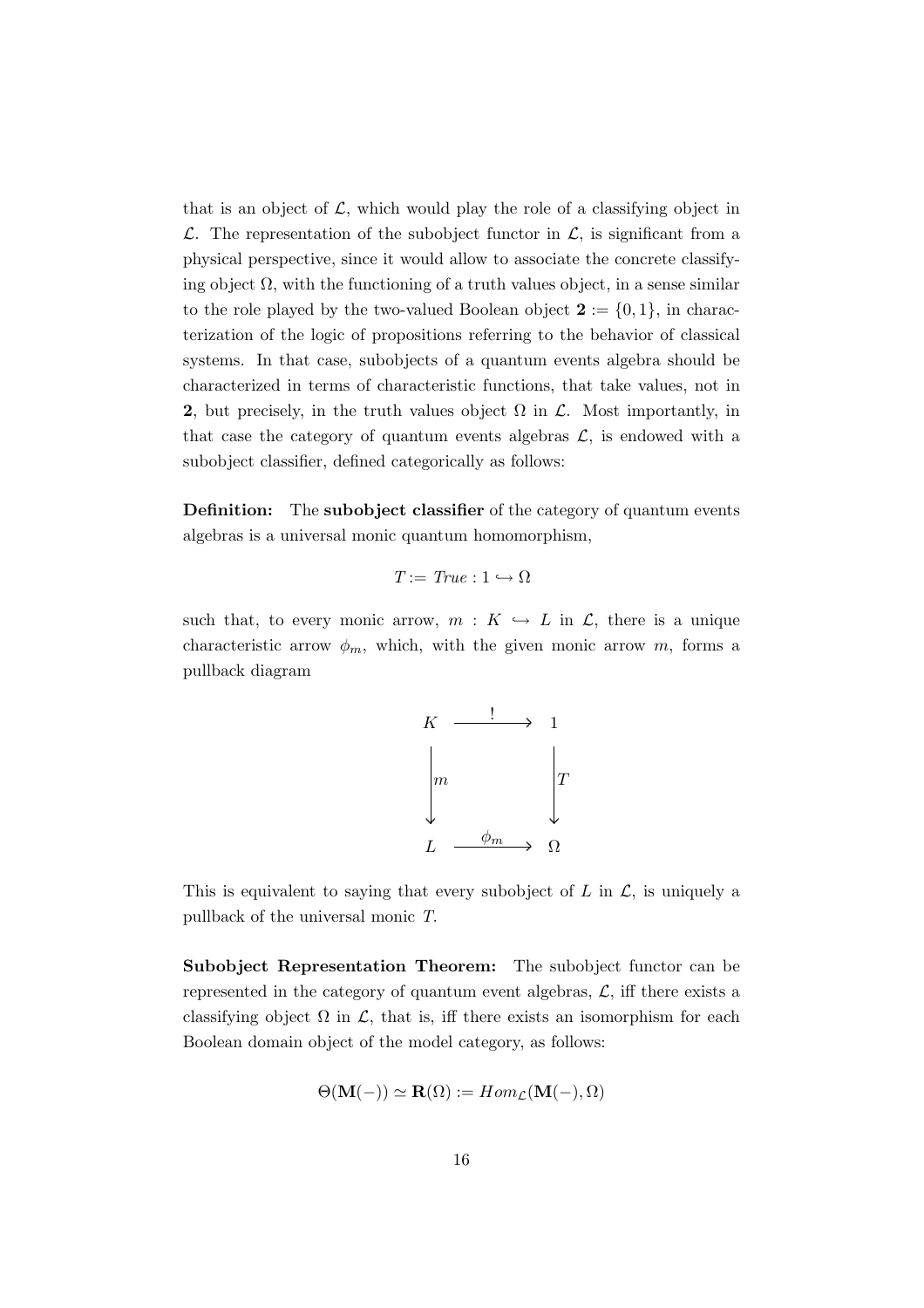that is an object of $\mathcal{L}$, which would play the role of a classifying object in $\mathcal{L}$. The representation of the subobject functor in $\mathcal{L}$, is significant from a physical perspective, since it would allow to associate the concrete classifying object $\Omega$, with the functioning of a truth values object, in a sense similar to the role played by the two-valued Boolean object $\mathbf{2} := \{0, 1\}$, in characterization of the logic of propositions referring to the behavior of classical systems. In that case, subobjects of a quantum events algebra should be characterized in terms of characteristic functions, that take values, not in $\mathbf{2}$, but precisely, in the truth values object $\Omega$ in $\mathcal{L}$. Most importantly, in that case the category of quantum events algebras $\mathcal{L}$, is endowed with a subobject classifier, defined categorically as follows:

**Definition:** The **subobject classifier** of the category of quantum events algebras is a universal monic quantum homomorphism,

$$T := \mathit{True} : 1 \hookrightarrow \Omega$$

such that, to every monic arrow, $m : K \hookrightarrow L$ in $\mathcal{L}$, there is a unique characteristic arrow $\phi_m$, which, with the given monic arrow $m$, forms a pullback diagram

$$\begin{array}{ccc} K & \xrightarrow{\;\;!\;\;} & 1 \\ \Big\downarrow m & & \Big\downarrow T \\ L & \xrightarrow{\;\;\phi_m\;\;} & \Omega \end{array}$$

This is equivalent to saying that every subobject of $L$ in $\mathcal{L}$, is uniquely a pullback of the universal monic $T$.

**Subobject Representation Theorem:** The subobject functor can be represented in the category of quantum event algebras, $\mathcal{L}$, iff there exists a classifying object $\Omega$ in $\mathcal{L}$, that is, iff there exists an isomorphism for each Boolean domain object of the model category, as follows:

$$\Theta(\mathbf{M}(-)) \simeq \mathbf{R}(\Omega) := Hom_{\mathcal{L}}(\mathbf{M}(-), \Omega)$$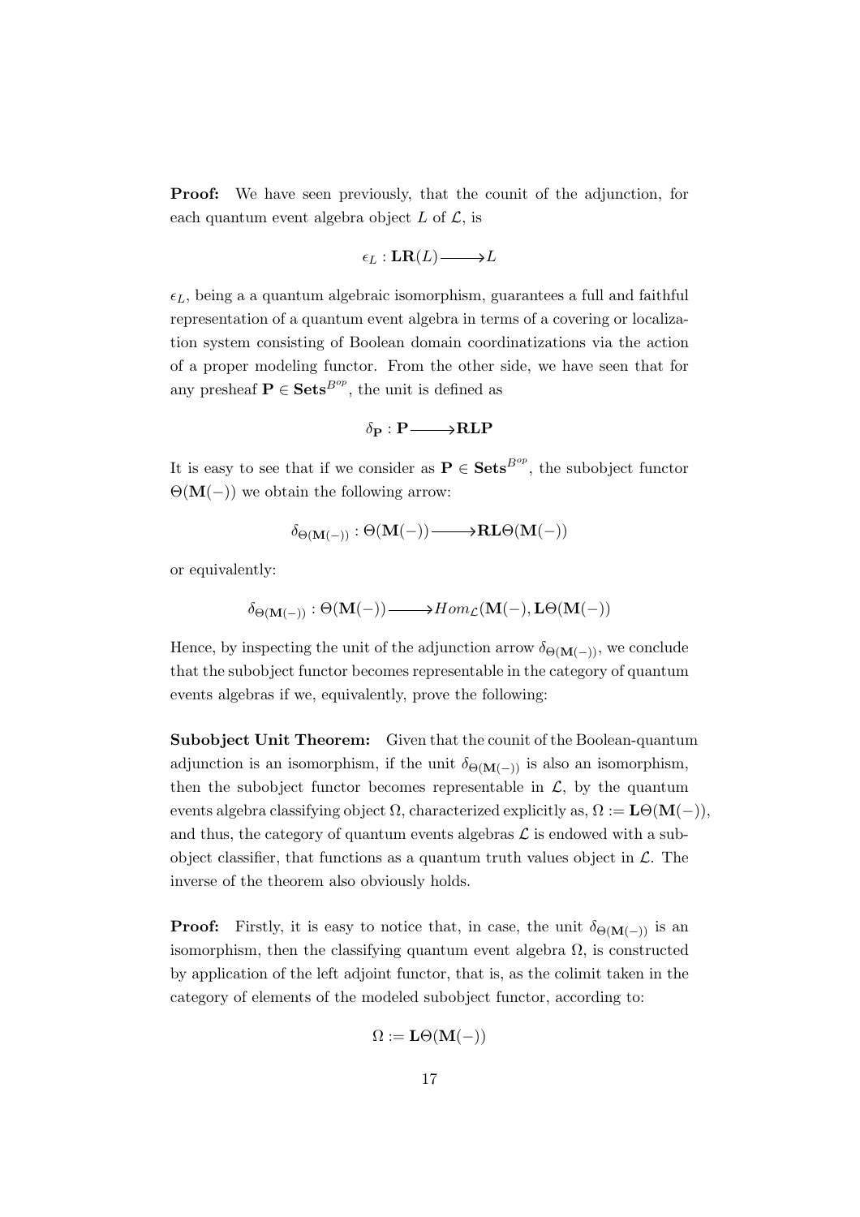**Proof:** We have seen previously, that the counit of the adjunction, for each quantum event algebra object $L$ of $\mathcal{L}$, is

$$\epsilon_L : \mathbf{LR}(L) \longrightarrow L$$

$\epsilon_L$, being a a quantum algebraic isomorphism, guarantees a full and faithful representation of a quantum event algebra in terms of a covering or localization system consisting of Boolean domain coordinatizations via the action of a proper modeling functor. From the other side, we have seen that for any presheaf $\mathbf{P} \in \mathbf{Sets}^{B^{op}}$, the unit is defined as

$$\delta_{\mathbf{P}} : \mathbf{P} \longrightarrow \mathbf{RLP}$$

It is easy to see that if we consider as $\mathbf{P} \in \mathbf{Sets}^{B^{op}}$, the subobject functor $\Theta(\mathbf{M}(-))$ we obtain the following arrow:

$$\delta_{\Theta(\mathbf{M}(-))} : \Theta(\mathbf{M}(-)) \longrightarrow \mathbf{RL}\Theta(\mathbf{M}(-))$$

or equivalently:

$$\delta_{\Theta(\mathbf{M}(-))} : \Theta(\mathbf{M}(-)) \longrightarrow Hom_{\mathcal{L}}(\mathbf{M}(-), \mathbf{L}\Theta(\mathbf{M}(-))$$

Hence, by inspecting the unit of the adjunction arrow $\delta_{\Theta(\mathbf{M}(-))}$, we conclude that the subobject functor becomes representable in the category of quantum events algebras if we, equivalently, prove the following:

**Subobject Unit Theorem:** Given that the counit of the Boolean-quantum adjunction is an isomorphism, if the unit $\delta_{\Theta(\mathbf{M}(-))}$ is also an isomorphism, then the subobject functor becomes representable in $\mathcal{L}$, by the quantum events algebra classifying object $\Omega$, characterized explicitly as, $\Omega := \mathbf{L}\Theta(\mathbf{M}(-))$, and thus, the category of quantum events algebras $\mathcal{L}$ is endowed with a subobject classifier, that functions as a quantum truth values object in $\mathcal{L}$. The inverse of the theorem also obviously holds.

**Proof:** Firstly, it is easy to notice that, in case, the unit $\delta_{\Theta(\mathbf{M}(-))}$ is an isomorphism, then the classifying quantum event algebra $\Omega$, is constructed by application of the left adjoint functor, that is, as the colimit taken in the category of elements of the modeled subobject functor, according to:

$$\Omega := \mathbf{L}\Theta(\mathbf{M}(-))$$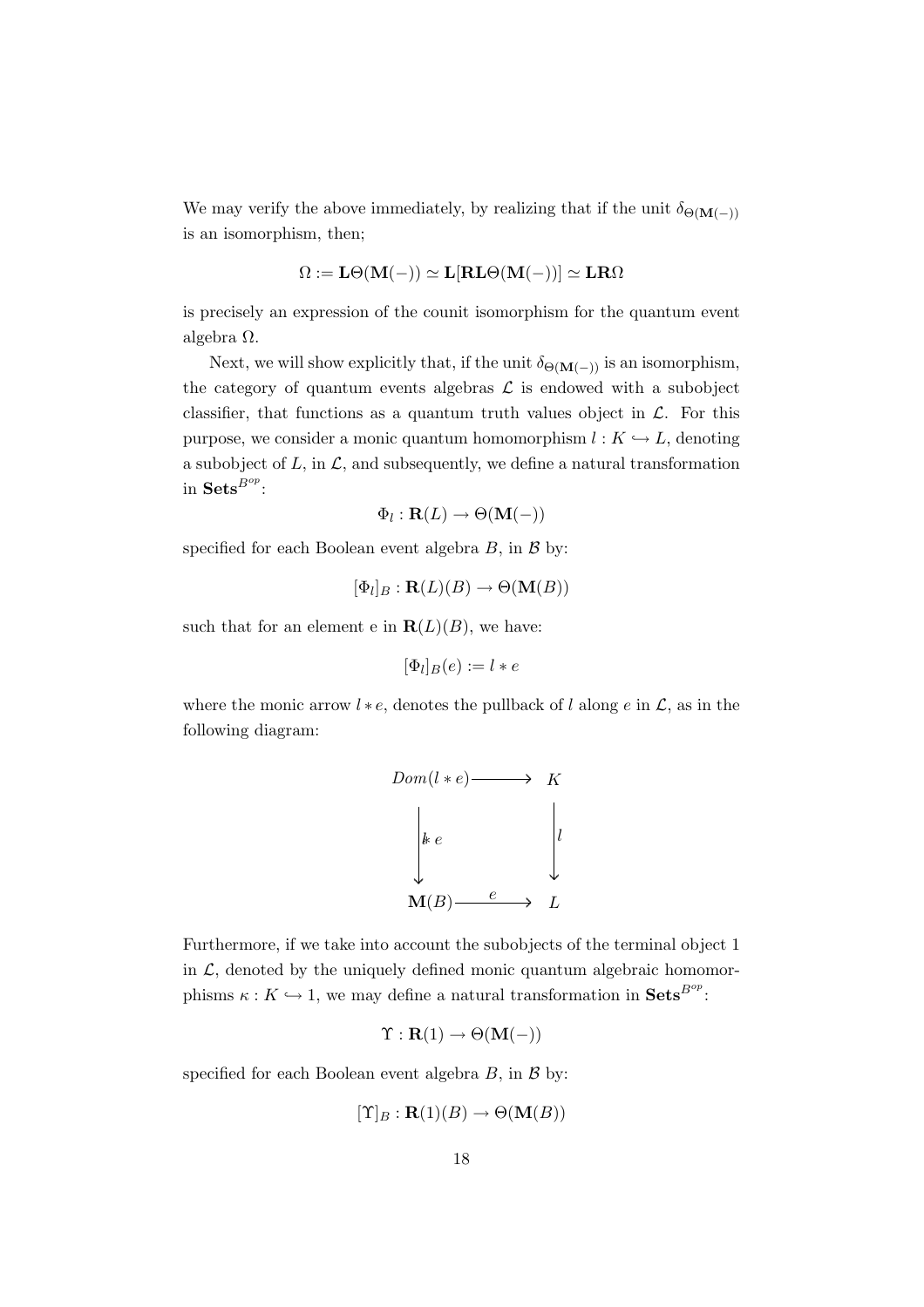We may verify the above immediately, by realizing that if the unit $\delta_{\Theta(\mathbf{M}(-))}$ is an isomorphism, then;

$$\Omega := \mathbf{L}\Theta(\mathbf{M}(-)) \simeq \mathbf{L}[\mathbf{RL}\Theta(\mathbf{M}(-))] \simeq \mathbf{LR}\Omega$$

is precisely an expression of the counit isomorphism for the quantum event algebra $\Omega$.

Next, we will show explicitly that, if the unit $\delta_{\Theta(\mathbf{M}(-))}$ is an isomorphism, the category of quantum events algebras $\mathcal{L}$ is endowed with a subobject classifier, that functions as a quantum truth values object in $\mathcal{L}$. For this purpose, we consider a monic quantum homomorphism $l : K \hookrightarrow L$, denoting a subobject of $L$, in $\mathcal{L}$, and subsequently, we define a natural transformation in $\mathbf{Sets}^{\mathcal{B}^{op}}$:

$$\Phi_l : \mathbf{R}(L) \to \Theta(\mathbf{M}(-))$$

specified for each Boolean event algebra $B$, in $\mathcal{B}$ by:

$$[\Phi_l]_B : \mathbf{R}(L)(B) \to \Theta(\mathbf{M}(B))$$

such that for an element e in $\mathbf{R}(L)(B)$, we have:

$$[\Phi_l]_B(e) := l * e$$

where the monic arrow $l * e$, denotes the pullback of $l$ along $e$ in $\mathcal{L}$, as in the following diagram:

$$\begin{array}{ccc} Dom(l * e) & \longrightarrow & K \\ \Big\downarrow{\scriptstyle l * e} & & \Big\downarrow{\scriptstyle l} \\ \mathbf{M}(B) & \xrightarrow{\ e\ } & L \end{array}$$

Furthermore, if we take into account the subobjects of the terminal object 1 in $\mathcal{L}$, denoted by the uniquely defined monic quantum algebraic homomorphisms $\kappa : K \hookrightarrow 1$, we may define a natural transformation in $\mathbf{Sets}^{\mathcal{B}^{op}}$:

$$\Upsilon : \mathbf{R}(1) \to \Theta(\mathbf{M}(-))$$

specified for each Boolean event algebra $B$, in $\mathcal{B}$ by:

$$[\Upsilon]_B : \mathbf{R}(1)(B) \to \Theta(\mathbf{M}(B))$$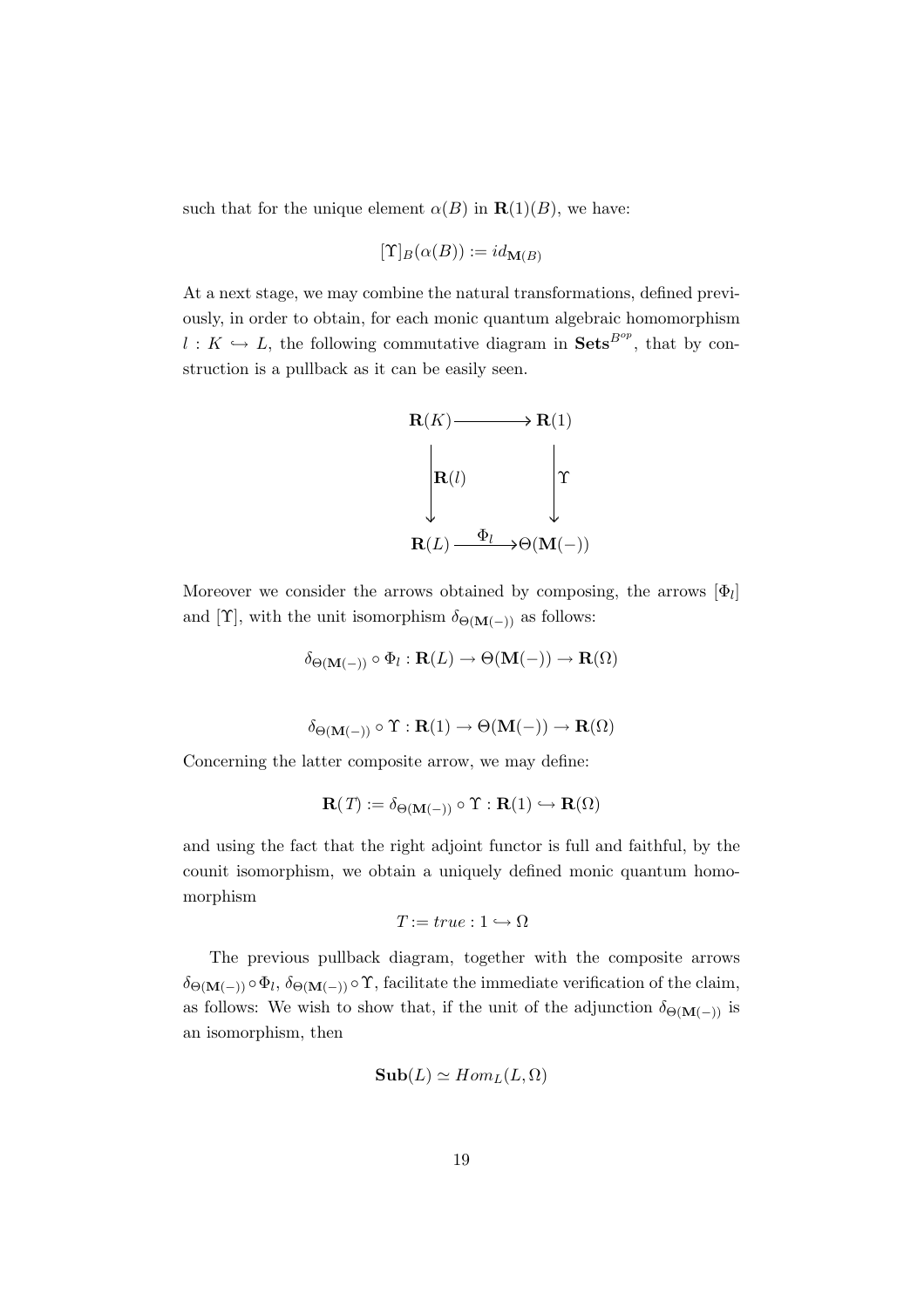such that for the unique element $\alpha(B)$ in $\mathbf{R}(1)(B)$, we have:

$$[\Upsilon]_B(\alpha(B)) := id_{\mathbf{M}(B)}$$

At a next stage, we may combine the natural transformations, defined previously, in order to obtain, for each monic quantum algebraic homomorphism $l : K \hookrightarrow L$, the following commutative diagram in $\mathbf{Sets}^{\mathcal{B}^{op}}$, that by construction is a pullback as it can be easily seen.

$$\begin{array}{ccc}
\mathbf{R}(K) & \longrightarrow & \mathbf{R}(1) \\
\Big\downarrow \mathbf{R}(l) & & \Big\downarrow \Upsilon \\
\mathbf{R}(L) & \xrightarrow{\Phi_l} & \Theta(\mathbf{M}(-))
\end{array}$$

Moreover we consider the arrows obtained by composing, the arrows $[\Phi_l]$ and $[\Upsilon]$, with the unit isomorphism $\delta_{\Theta(\mathbf{M}(-))}$ as follows:

$$\delta_{\Theta(\mathbf{M}(-))} \circ \Phi_l : \mathbf{R}(L) \to \Theta(\mathbf{M}(-)) \to \mathbf{R}(\Omega)$$

$$\delta_{\Theta(\mathbf{M}(-))} \circ \Upsilon : \mathbf{R}(1) \to \Theta(\mathbf{M}(-)) \to \mathbf{R}(\Omega)$$

Concerning the latter composite arrow, we may define:

$$\mathbf{R}(T) := \delta_{\Theta(\mathbf{M}(-))} \circ \Upsilon : \mathbf{R}(1) \hookrightarrow \mathbf{R}(\Omega)$$

and using the fact that the right adjoint functor is full and faithful, by the counit isomorphism, we obtain a uniquely defined monic quantum homomorphism

$$T := true : 1 \hookrightarrow \Omega$$

The previous pullback diagram, together with the composite arrows $\delta_{\Theta(\mathbf{M}(-))} \circ \Phi_l$, $\delta_{\Theta(\mathbf{M}(-))} \circ \Upsilon$, facilitate the immediate verification of the claim, as follows: We wish to show that, if the unit of the adjunction $\delta_{\Theta(\mathbf{M}(-))}$ is an isomorphism, then

$$\mathbf{Sub}(L) \simeq Hom_L(L, \Omega)$$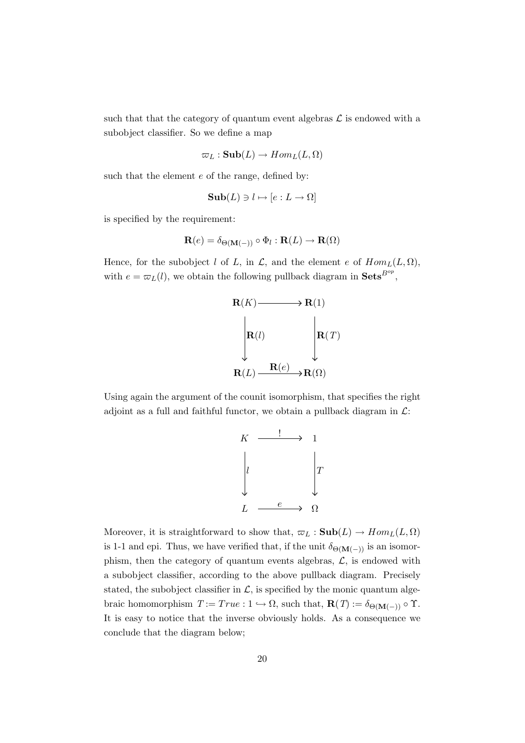such that that the category of quantum event algebras $\mathcal{L}$ is endowed with a subobject classifier. So we define a map

$$\varpi_L : \mathbf{Sub}(L) \to Hom_L(L, \Omega)$$

such that the element $e$ of the range, defined by:

$$\mathbf{Sub}(L) \ni l \mapsto [e : L \to \Omega]$$

is specified by the requirement:

$$\mathbf{R}(e) = \delta_{\Theta(\mathbf{M}(-))} \circ \Phi_l : \mathbf{R}(L) \to \mathbf{R}(\Omega)$$

Hence, for the subobject $l$ of $L$, in $\mathcal{L}$, and the element $e$ of $Hom_L(L, \Omega)$, with $e = \varpi_L(l)$, we obtain the following pullback diagram in $\mathbf{Sets}^{B^{op}}$,

$$\begin{array}{ccc}
\mathbf{R}(K) & \longrightarrow & \mathbf{R}(1) \\
\Big\downarrow{\mathbf{R}(l)} & & \Big\downarrow{\mathbf{R}(T)} \\
\mathbf{R}(L) & \xrightarrow{\mathbf{R}(e)} & \mathbf{R}(\Omega)
\end{array}$$

Using again the argument of the counit isomorphism, that specifies the right adjoint as a full and faithful functor, we obtain a pullback diagram in $\mathcal{L}$:

$$\begin{array}{ccc}
K & \xrightarrow{!} & 1 \\
\Big\downarrow{l} & & \Big\downarrow{T} \\
L & \xrightarrow{e} & \Omega
\end{array}$$

Moreover, it is straightforward to show that, $\varpi_L : \mathbf{Sub}(L) \to Hom_L(L, \Omega)$ is 1-1 and epi. Thus, we have verified that, if the unit $\delta_{\Theta(\mathbf{M}(-))}$ is an isomorphism, then the category of quantum events algebras, $\mathcal{L}$, is endowed with a subobject classifier, according to the above pullback diagram. Precisely stated, the subobject classifier in $\mathcal{L}$, is specified by the monic quantum algebraic homomorphism $T := True : 1 \hookrightarrow \Omega$, such that, $\mathbf{R}(T) := \delta_{\Theta(\mathbf{M}(-))} \circ \Upsilon$. It is easy to notice that the inverse obviously holds. As a consequence we conclude that the diagram below;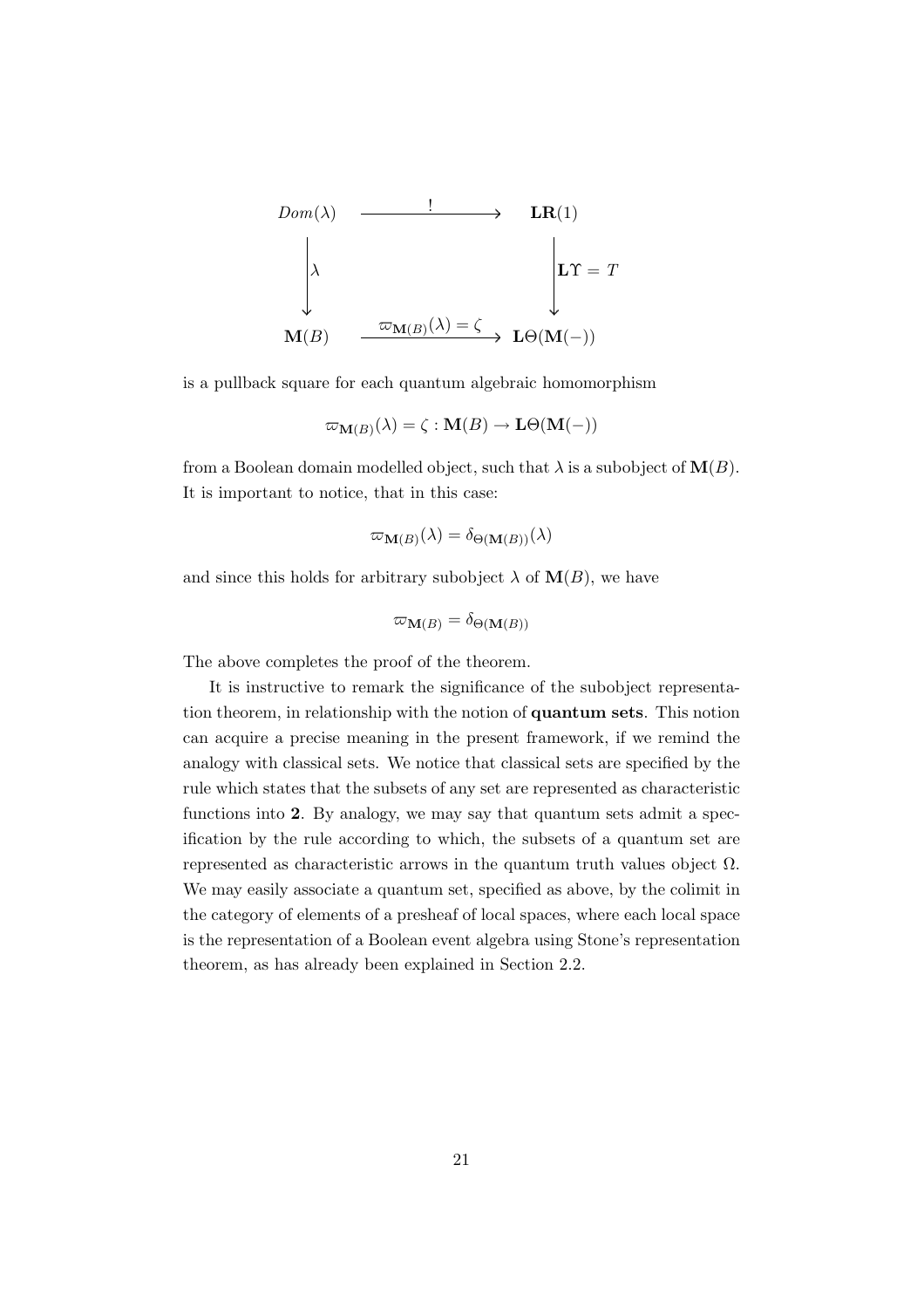$$
\begin{array}{ccc}
Dom(\lambda) & \xrightarrow{\quad\quad !\quad\quad} & \mathbf{LR}(1) \\
\Big\downarrow \lambda & & \Big\downarrow \mathbf{L}\Upsilon = T \\
\mathbf{M}(B) & \xrightarrow{\varpi_{\mathbf{M}(B)}(\lambda) = \zeta} & \mathbf{L}\Theta(\mathbf{M}(-))
\end{array}
$$

is a pullback square for each quantum algebraic homomorphism

$$\varpi_{\mathbf{M}(B)}(\lambda) = \zeta : \mathbf{M}(B) \to \mathbf{L}\Theta(\mathbf{M}(-))$$

from a Boolean domain modelled object, such that $\lambda$ is a subobject of $\mathbf{M}(B)$. It is important to notice, that in this case:

$$\varpi_{\mathbf{M}(B)}(\lambda) = \delta_{\Theta(\mathbf{M}(B))}(\lambda)$$

and since this holds for arbitrary subobject $\lambda$ of $\mathbf{M}(B)$, we have

$$\varpi_{\mathbf{M}(B)} = \delta_{\Theta(\mathbf{M}(B))}$$

The above completes the proof of the theorem.

It is instructive to remark the significance of the subobject representation theorem, in relationship with the notion of **quantum sets**. This notion can acquire a precise meaning in the present framework, if we remind the analogy with classical sets. We notice that classical sets are specified by the rule which states that the subsets of any set are represented as characteristic functions into **2**. By analogy, we may say that quantum sets admit a specification by the rule according to which, the subsets of a quantum set are represented as characteristic arrows in the quantum truth values object $\Omega$. We may easily associate a quantum set, specified as above, by the colimit in the category of elements of a presheaf of local spaces, where each local space is the representation of a Boolean event algebra using Stone's representation theorem, as has already been explained in Section 2.2.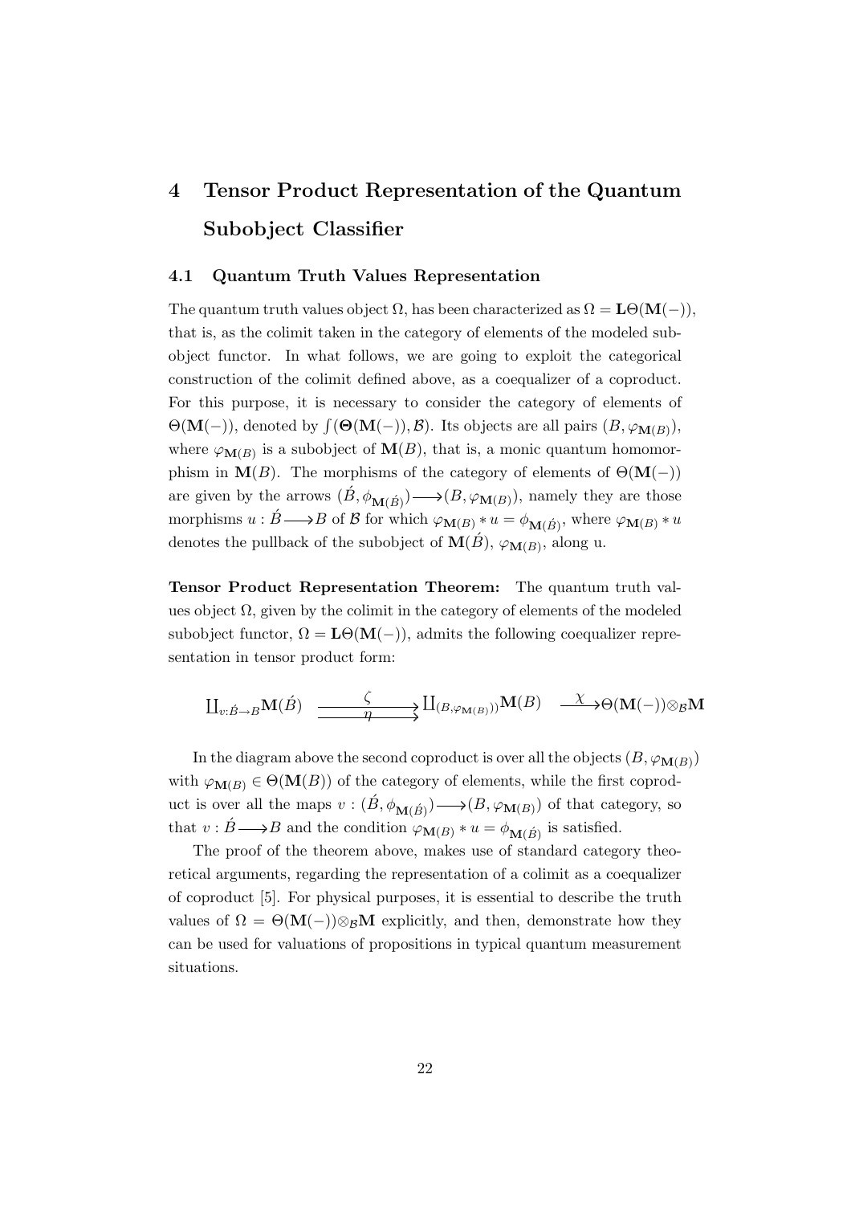# 4 Tensor Product Representation of the Quantum Subobject Classifier

## 4.1 Quantum Truth Values Representation

The quantum truth values object $\Omega$, has been characterized as $\Omega = \mathbf{L}\Theta(\mathbf{M}(-))$, that is, as the colimit taken in the category of elements of the modeled subobject functor. In what follows, we are going to exploit the categorical construction of the colimit defined above, as a coequalizer of a coproduct. For this purpose, it is necessary to consider the category of elements of $\Theta(\mathbf{M}(-))$, denoted by $\int(\boldsymbol{\Theta}(\mathbf{M}(-)), \mathcal{B})$. Its objects are all pairs $(B, \varphi_{\mathbf{M}(B)})$, where $\varphi_{\mathbf{M}(B)}$ is a subobject of $\mathbf{M}(B)$, that is, a monic quantum homomorphism in $\mathbf{M}(B)$. The morphisms of the category of elements of $\Theta(\mathbf{M}(-))$ are given by the arrows $(\acute{B}, \phi_{\mathbf{M}(\acute{B})}) \longrightarrow (B, \varphi_{\mathbf{M}(B)})$, namely they are those morphisms $u : \acute{B} \longrightarrow B$ of $\mathcal{B}$ for which $\varphi_{\mathbf{M}(B)} * u = \phi_{\mathbf{M}(\acute{B})}$, where $\varphi_{\mathbf{M}(B)} * u$ denotes the pullback of the subobject of $\mathbf{M}(\acute{B})$, $\varphi_{\mathbf{M}(B)}$, along u.

**Tensor Product Representation Theorem:** The quantum truth values object $\Omega$, given by the colimit in the category of elements of the modeled subobject functor, $\Omega = \mathbf{L}\Theta(\mathbf{M}(-))$, admits the following coequalizer representation in tensor product form:

$$\coprod_{v:\acute{B}\to B}\mathbf{M}(\acute{B}) \;\underset{\eta}{\overset{\zeta}{\rightrightarrows}}\; \coprod_{(B,\varphi_{\mathbf{M}(B)})}\mathbf{M}(B) \;\overset{\chi}{\longrightarrow}\; \Theta(\mathbf{M}(-))\otimes_{\mathcal{B}}\mathbf{M}$$

In the diagram above the second coproduct is over all the objects $(B, \varphi_{\mathbf{M}(B)})$ with $\varphi_{\mathbf{M}(B)} \in \Theta(\mathbf{M}(B))$ of the category of elements, while the first coproduct is over all the maps $v : (\acute{B}, \phi_{\mathbf{M}(\acute{B})}) \longrightarrow (B, \varphi_{\mathbf{M}(B)})$ of that category, so that $v : \acute{B} \longrightarrow B$ and the condition $\varphi_{\mathbf{M}(B)} * u = \phi_{\mathbf{M}(\acute{B})}$ is satisfied.

The proof of the theorem above, makes use of standard category theoretical arguments, regarding the representation of a colimit as a coequalizer of coproduct [5]. For physical purposes, it is essential to describe the truth values of $\Omega = \Theta(\mathbf{M}(-))\otimes_{\mathcal{B}}\mathbf{M}$ explicitly, and then, demonstrate how they can be used for valuations of propositions in typical quantum measurement situations.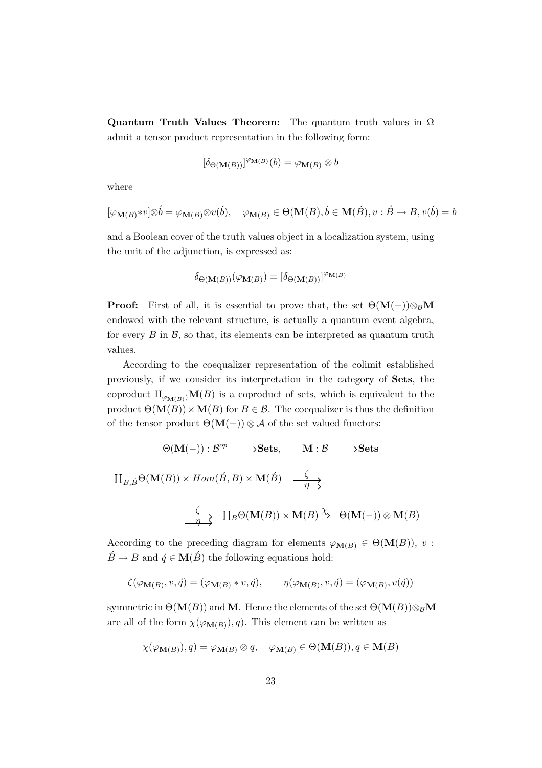**Quantum Truth Values Theorem:** The quantum truth values in $\Omega$ admit a tensor product representation in the following form:

$$[\delta_{\Theta(\mathbf{M}(B))}]^{\varphi_{\mathbf{M}(B)}}(b) = \varphi_{\mathbf{M}(B)} \otimes b$$

where

$$[\varphi_{\mathbf{M}(B)} * v] \otimes \acute{b} = \varphi_{\mathbf{M}(B)} \otimes v(\acute{b}), \quad \varphi_{\mathbf{M}(B)} \in \Theta(\mathbf{M}(B), \acute{b} \in \mathbf{M}(\acute{B}), v : \acute{B} \to B, v(\acute{b}) = b$$

and a Boolean cover of the truth values object in a localization system, using the unit of the adjunction, is expressed as:

$$\delta_{\Theta(\mathbf{M}(B))}(\varphi_{\mathbf{M}(B)}) = [\delta_{\Theta(\mathbf{M}(B))}]^{\varphi_{\mathbf{M}(B)}}$$

**Proof:** First of all, it is essential to prove that, the set $\Theta(\mathbf{M}(-)) \otimes_{\mathcal{B}} \mathbf{M}$ endowed with the relevant structure, is actually a quantum event algebra, for every $B$ in $\mathcal{B}$, so that, its elements can be interpreted as quantum truth values.

According to the coequalizer representation of the colimit established previously, if we consider its interpretation in the category of **Sets**, the coproduct $\amalg_{\varphi_{\mathbf{M}(B)}} \mathbf{M}(B)$ is a coproduct of sets, which is equivalent to the product $\Theta(\mathbf{M}(B)) \times \mathbf{M}(B)$ for $B \in \mathcal{B}$. The coequalizer is thus the definition of the tensor product $\Theta(\mathbf{M}(-)) \otimes \mathcal{A}$ of the set valued functors:

$$\Theta(\mathbf{M}(-)) : \mathcal{B}^{op} \longrightarrow \mathbf{Sets}, \qquad \mathbf{M} : \mathcal{B} \longrightarrow \mathbf{Sets}$$

$$\coprod_{B,\acute{B}} \Theta(\mathbf{M}(B)) \times Hom(\acute{B}, B) \times \mathbf{M}(\acute{B}) \quad \underset{\eta}{\overset{\zeta}{\rightrightarrows}} \quad \coprod_{B} \Theta(\mathbf{M}(B)) \times \mathbf{M}(B) \overset{\chi}{\to} \quad \Theta(\mathbf{M}(-)) \otimes \mathbf{M}(B)$$

According to the preceding diagram for elements $\varphi_{\mathbf{M}(B)} \in \Theta(\mathbf{M}(B))$, $v : \acute{B} \to B$ and $\acute{q} \in \mathbf{M}(\acute{B})$ the following equations hold:

$$\zeta(\varphi_{\mathbf{M}(B)}, v, \acute{q}) = (\varphi_{\mathbf{M}(B)} * v, \acute{q}), \qquad \eta(\varphi_{\mathbf{M}(B)}, v, \acute{q}) = (\varphi_{\mathbf{M}(B)}, v(\acute{q}))$$

symmetric in $\Theta(\mathbf{M}(B))$ and $\mathbf{M}$. Hence the elements of the set $\Theta(\mathbf{M}(B)) \otimes_{\mathcal{B}} \mathbf{M}$ are all of the form $\chi(\varphi_{\mathbf{M}(B)}), q)$. This element can be written as

$$\chi(\varphi_{\mathbf{M}(B)}), q) = \varphi_{\mathbf{M}(B)} \otimes q, \quad \varphi_{\mathbf{M}(B)} \in \Theta(\mathbf{M}(B)), q \in \mathbf{M}(B)$$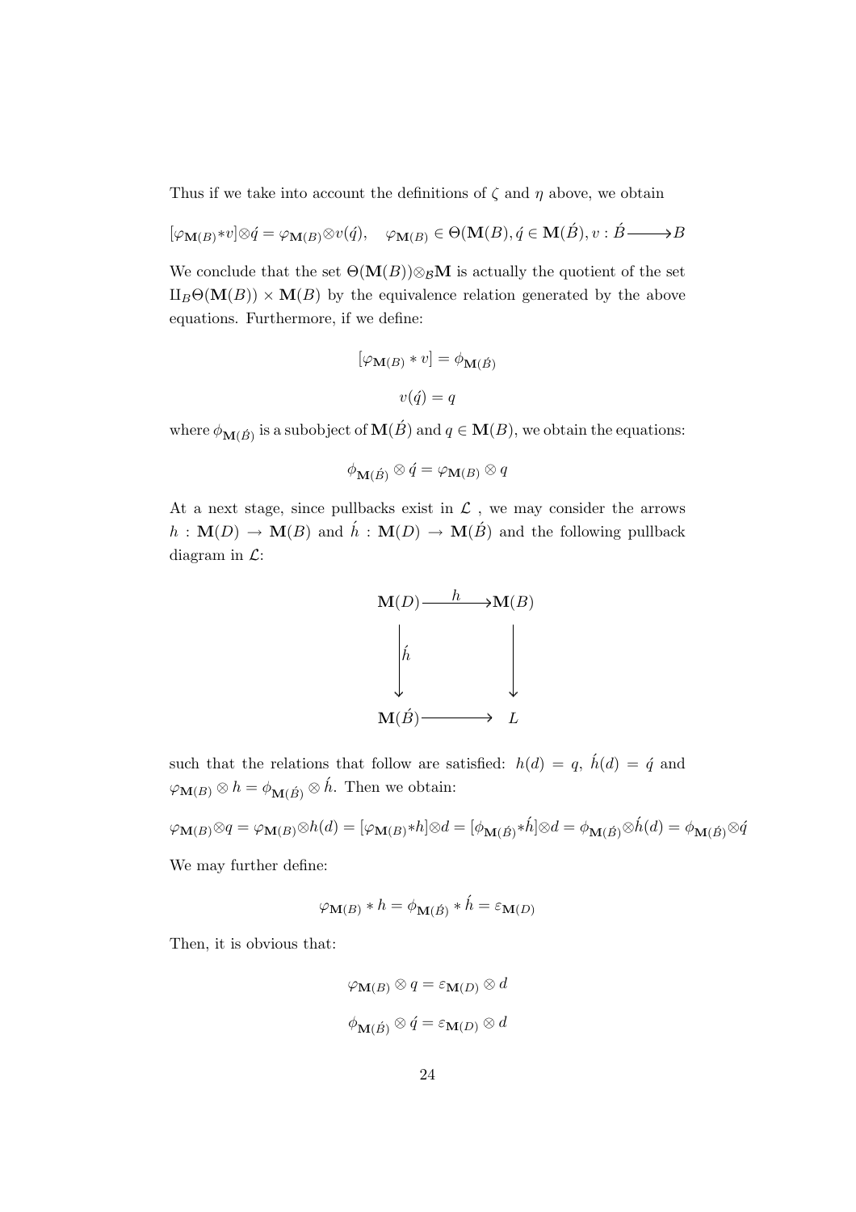Thus if we take into account the definitions of $\zeta$ and $\eta$ above, we obtain

$$[\varphi_{\mathbf{M}(B)} * v] \otimes \acute{q} = \varphi_{\mathbf{M}(B)} \otimes v(\acute{q}), \quad \varphi_{\mathbf{M}(B)} \in \Theta(\mathbf{M}(B), \acute{q} \in \mathbf{M}(\acute{B}), v : \acute{B} \longrightarrow B$$

We conclude that the set $\Theta(\mathbf{M}(B)) \otimes_{\mathcal{B}} \mathbf{M}$ is actually the quotient of the set $\amalg_B \Theta(\mathbf{M}(B)) \times \mathbf{M}(B)$ by the equivalence relation generated by the above equations. Furthermore, if we define:

$$[\varphi_{\mathbf{M}(B)} * v] = \phi_{\mathbf{M}(\acute{B})}$$

$$v(\acute{q}) = q$$

where $\phi_{\mathbf{M}(\acute{B})}$ is a subobject of $\mathbf{M}(\acute{B})$ and $q \in \mathbf{M}(B)$, we obtain the equations:

$$\phi_{\mathbf{M}(\acute{B})} \otimes \acute{q} = \varphi_{\mathbf{M}(B)} \otimes q$$

At a next stage, since pullbacks exist in $\mathcal{L}$ , we may consider the arrows $h : \mathbf{M}(D) \to \mathbf{M}(B)$ and $\acute{h} : \mathbf{M}(D) \to \mathbf{M}(\acute{B})$ and the following pullback diagram in $\mathcal{L}$:

$$\begin{array}{ccc} \mathbf{M}(D) & \xrightarrow{h} & \mathbf{M}(B) \\ \downarrow{\acute{h}} & & \downarrow \\ \mathbf{M}(\acute{B}) & \longrightarrow & L \end{array}$$

such that the relations that follow are satisfied: $h(d) = q$, $\acute{h}(d) = \acute{q}$ and $\varphi_{\mathbf{M}(B)} \otimes h = \phi_{\mathbf{M}(\acute{B})} \otimes \acute{h}$. Then we obtain:

$$\varphi_{\mathbf{M}(B)} \otimes q = \varphi_{\mathbf{M}(B)} \otimes h(d) = [\varphi_{\mathbf{M}(B)} * h] \otimes d = [\phi_{\mathbf{M}(\acute{B})} * \acute{h}] \otimes d = \phi_{\mathbf{M}(\acute{B})} \otimes \acute{h}(d) = \phi_{\mathbf{M}(\acute{B})} \otimes \acute{q}$$

We may further define:

$$\varphi_{\mathbf{M}(B)} * h = \phi_{\mathbf{M}(\acute{B})} * \acute{h} = \varepsilon_{\mathbf{M}(D)}$$

Then, it is obvious that:

$$\varphi_{\mathbf{M}(B)} \otimes q = \varepsilon_{\mathbf{M}(D)} \otimes d$$

$$\phi_{\mathbf{M}(\acute{B})} \otimes \acute{q} = \varepsilon_{\mathbf{M}(D)} \otimes d$$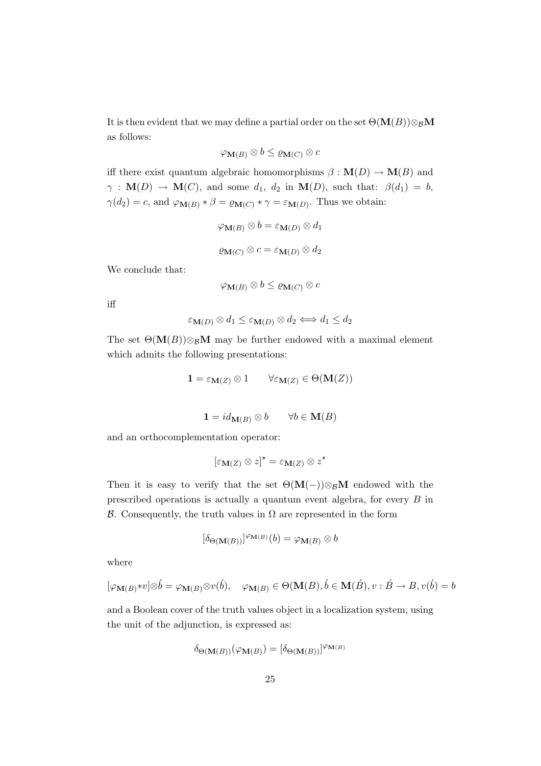It is then evident that we may define a partial order on the set $\Theta(\mathbf{M}(B)) \otimes_{\mathcal{B}} \mathbf{M}$ as follows:

$$\varphi_{\mathbf{M}(B)} \otimes b \leq \varrho_{\mathbf{M}(C)} \otimes c$$

iff there exist quantum algebraic homomorphisms $\beta : \mathbf{M}(D) \to \mathbf{M}(B)$ and $\gamma : \mathbf{M}(D) \to \mathbf{M}(C)$, and some $d_1$, $d_2$ in $\mathbf{M}(D)$, such that: $\beta(d_1) = b$, $\gamma(d_2) = c$, and $\varphi_{\mathbf{M}(B)} * \beta = \varrho_{\mathbf{M}(C)} * \gamma = \varepsilon_{\mathbf{M}(D)}$. Thus we obtain:

$$\varphi_{\mathbf{M}(B)} \otimes b = \varepsilon_{\mathbf{M}(D)} \otimes d_1$$

$$\varrho_{\mathbf{M}(C)} \otimes c = \varepsilon_{\mathbf{M}(D)} \otimes d_2$$

We conclude that:

$$\varphi_{\mathbf{M}(B)} \otimes b \leq \varrho_{\mathbf{M}(C)} \otimes c$$

iff

$$\varepsilon_{\mathbf{M}(D)} \otimes d_1 \leq \varepsilon_{\mathbf{M}(D)} \otimes d_2 \Longleftrightarrow d_1 \leq d_2$$

The set $\Theta(\mathbf{M}(B)) \otimes_{\mathcal{B}} \mathbf{M}$ may be further endowed with a maximal element which admits the following presentations:

$$\mathbf{1} = \varepsilon_{\mathbf{M}(Z)} \otimes 1 \qquad \forall \varepsilon_{\mathbf{M}(Z)} \in \Theta(\mathbf{M}(Z))$$

$$\mathbf{1} = id_{\mathbf{M}(B)} \otimes b \qquad \forall b \in \mathbf{M}(B)$$

and an orthocomplementation operator:

$$[\varepsilon_{\mathbf{M}(Z)} \otimes z]^{\star} = \varepsilon_{\mathbf{M}(Z)} \otimes z^{\star}$$

Then it is easy to verify that the set $\Theta(\mathbf{M}(-)) \otimes_{\mathcal{B}} \mathbf{M}$ endowed with the prescribed operations is actually a quantum event algebra, for every $B$ in $\mathcal{B}$. Consequently, the truth values in $\Omega$ are represented in the form

$$[\delta_{\Theta(\mathbf{M}(B))}]^{\varphi_{\mathbf{M}(B)}}(b) = \varphi_{\mathbf{M}(B)} \otimes b$$

where

$$[\varphi_{\mathbf{M}(B)} * v] \otimes \acute{b} = \varphi_{\mathbf{M}(B)} \otimes v(\acute{b}), \quad \varphi_{\mathbf{M}(B)} \in \Theta(\mathbf{M}(B), \acute{b} \in \mathbf{M}(\acute{B}), v : \acute{B} \to B, v(\acute{b}) = b$$

and a Boolean cover of the truth values object in a localization system, using the unit of the adjunction, is expressed as:

$$\delta_{\Theta(\mathbf{M}(B))}(\varphi_{\mathbf{M}(B)}) = [\delta_{\Theta(\mathbf{M}(B))}]^{\varphi_{\mathbf{M}(B)}}$$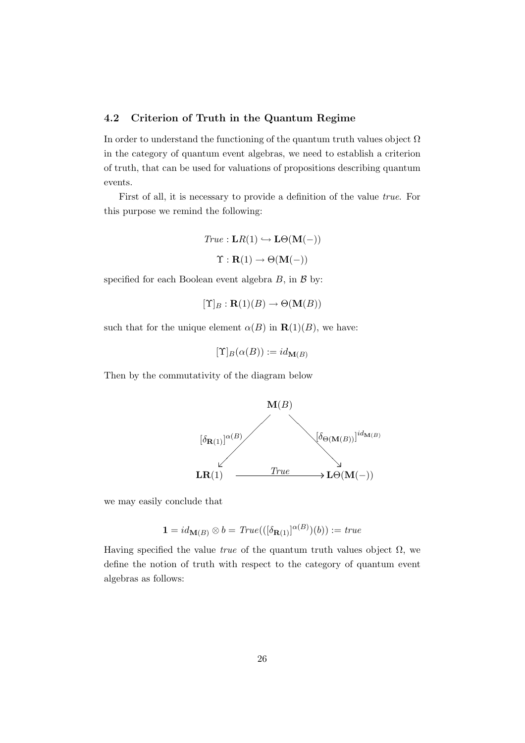### 4.2 Criterion of Truth in the Quantum Regime

In order to understand the functioning of the quantum truth values object $\Omega$ in the category of quantum event algebras, we need to establish a criterion of truth, that can be used for valuations of propositions describing quantum events.

First of all, it is necessary to provide a definition of the value *true*. For this purpose we remind the following:

$$True : \mathbf{L}R(1) \hookrightarrow \mathbf{L}\Theta(\mathbf{M}(-))$$

$$\Upsilon : \mathbf{R}(1) \to \Theta(\mathbf{M}(-))$$

specified for each Boolean event algebra $B$, in $\mathcal{B}$ by:

$$[\Upsilon]_B : \mathbf{R}(1)(B) \to \Theta(\mathbf{M}(B))$$

such that for the unique element $\alpha(B)$ in $\mathbf{R}(1)(B)$, we have:

$$[\Upsilon]_B(\alpha(B)) := id_{\mathbf{M}(B)}$$

Then by the commutativity of the diagram below

$$\begin{array}{ccc} & \mathbf{M}(B) & \\ {\scriptstyle [\delta_{\mathbf{R}(1)}]^{\alpha(B)}} \swarrow & & \searrow {\scriptstyle [\delta_{\Theta(\mathbf{M}(B))}]^{id_{\mathbf{M}(B)}}} \\ \mathbf{LR}(1) & \xrightarrow{\quad True \quad} & \mathbf{L}\Theta(\mathbf{M}(-)) \end{array}$$

we may easily conclude that

$$\mathbf{1} = id_{\mathbf{M}(B)} \otimes b = True(([\delta_{\mathbf{R}(1)}]^{\alpha(B)})(b)) := true$$

Having specified the value *true* of the quantum truth values object $\Omega$, we define the notion of truth with respect to the category of quantum event algebras as follows: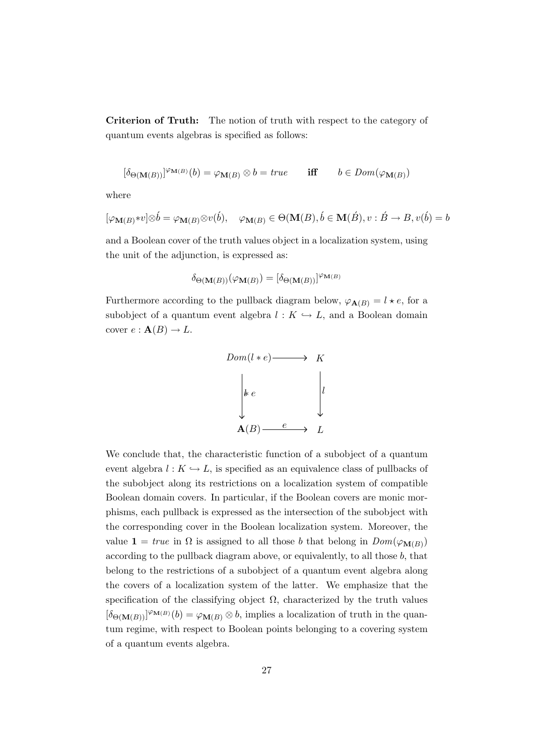**Criterion of Truth:** The notion of truth with respect to the category of quantum events algebras is specified as follows:

$$[\delta_{\Theta(\mathbf{M}(B))}]^{\varphi_{\mathbf{M}(B)}}(b) = \varphi_{\mathbf{M}(B)} \otimes b = true \qquad \textbf{iff} \qquad b \in Dom(\varphi_{\mathbf{M}(B)})$$

where

$$[\varphi_{\mathbf{M}(B)} * v] \otimes \acute{b} = \varphi_{\mathbf{M}(B)} \otimes v(\acute{b}), \quad \varphi_{\mathbf{M}(B)} \in \Theta(\mathbf{M}(B), \acute{b} \in \mathbf{M}(\acute{B}), v : \acute{B} \to B, v(\acute{b}) = b$$

and a Boolean cover of the truth values object in a localization system, using the unit of the adjunction, is expressed as:

$$\delta_{\Theta(\mathbf{M}(B))}(\varphi_{\mathbf{M}(B)}) = [\delta_{\Theta(\mathbf{M}(B))}]^{\varphi_{\mathbf{M}(B)}}$$

Furthermore according to the pullback diagram below, $\varphi_{\mathbf{A}(B)} = l \star e$, for a subobject of a quantum event algebra $l : K \hookrightarrow L$, and a Boolean domain cover $e : \mathbf{A}(B) \to L$.

$$\begin{array}{ccc} Dom(l * e) & \longrightarrow & K \\ \Big\downarrow{\scriptstyle l * e} & & \Big\downarrow{\scriptstyle l} \\ \mathbf{A}(B) & \xrightarrow{\ e\ } & L \end{array}$$

We conclude that, the characteristic function of a subobject of a quantum event algebra $l : K \hookrightarrow L$, is specified as an equivalence class of pullbacks of the subobject along its restrictions on a localization system of compatible Boolean domain covers. In particular, if the Boolean covers are monic morphisms, each pullback is expressed as the intersection of the subobject with the corresponding cover in the Boolean localization system. Moreover, the value $\mathbf{1} = true$ in $\Omega$ is assigned to all those $b$ that belong in $Dom(\varphi_{\mathbf{M}(B)})$ according to the pullback diagram above, or equivalently, to all those $b$, that belong to the restrictions of a subobject of a quantum event algebra along the covers of a localization system of the latter. We emphasize that the specification of the classifying object $\Omega$, characterized by the truth values $[\delta_{\Theta(\mathbf{M}(B))}]^{\varphi_{\mathbf{M}(B)}}(b) = \varphi_{\mathbf{M}(B)} \otimes b$, implies a localization of truth in the quantum regime, with respect to Boolean points belonging to a covering system of a quantum events algebra.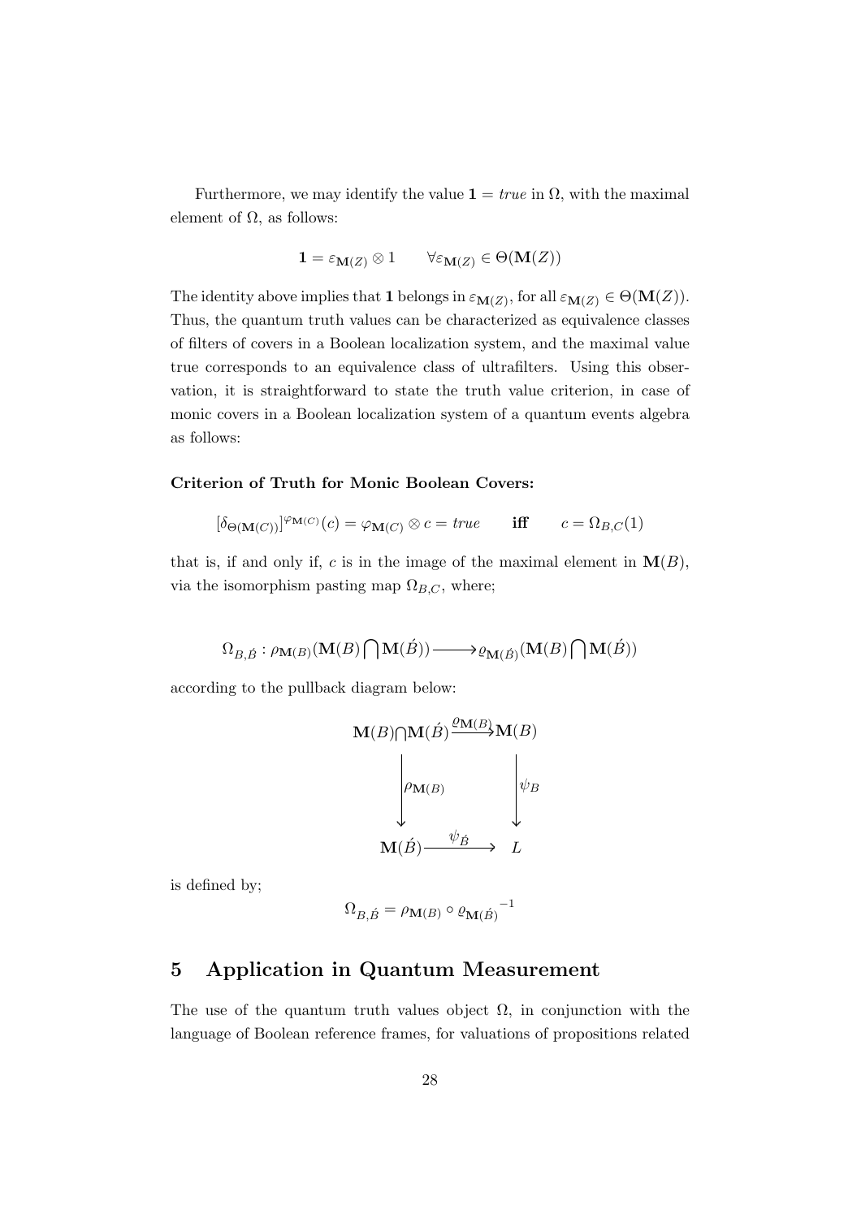Furthermore, we may identify the value $\mathbf{1} = true$ in $\Omega$, with the maximal element of $\Omega$, as follows:

$$\mathbf{1} = \varepsilon_{\mathbf{M}(Z)} \otimes 1 \qquad \forall \varepsilon_{\mathbf{M}(Z)} \in \Theta(\mathbf{M}(Z))$$

The identity above implies that $\mathbf{1}$ belongs in $\varepsilon_{\mathbf{M}(Z)}$, for all $\varepsilon_{\mathbf{M}(Z)} \in \Theta(\mathbf{M}(Z))$. Thus, the quantum truth values can be characterized as equivalence classes of filters of covers in a Boolean localization system, and the maximal value true corresponds to an equivalence class of ultrafilters. Using this observation, it is straightforward to state the truth value criterion, in case of monic covers in a Boolean localization system of a quantum events algebra as follows:

**Criterion of Truth for Monic Boolean Covers:**

$$[\delta_{\Theta(\mathbf{M}(C))}]^{\varphi_{\mathbf{M}(C)}}(c) = \varphi_{\mathbf{M}(C)} \otimes c = true \qquad \textbf{iff} \qquad c = \Omega_{B,C}(1)$$

that is, if and only if, $c$ is in the image of the maximal element in $\mathbf{M}(B)$, via the isomorphism pasting map $\Omega_{B,C}$, where;

$$\Omega_{B,\acute{B}} : \rho_{\mathbf{M}(B)}(\mathbf{M}(B) \bigcap \mathbf{M}(\acute{B})) \longrightarrow \varrho_{\mathbf{M}(\acute{B})}(\mathbf{M}(B) \bigcap \mathbf{M}(\acute{B}))$$

according to the pullback diagram below:

$$\begin{array}{ccc}
\mathbf{M}(B) \bigcap \mathbf{M}(\acute{B}) & \xrightarrow{\varrho_{\mathbf{M}(B)}} & \mathbf{M}(B) \\
\Big\downarrow \rho_{\mathbf{M}(B)} & & \Big\downarrow \psi_B \\
\mathbf{M}(\acute{B}) & \xrightarrow{\psi_{\acute{B}}} & L
\end{array}$$

is defined by;

$$\Omega_{B,\acute{B}} = \rho_{\mathbf{M}(B)} \circ {\varrho_{\mathbf{M}(\acute{B})}}^{-1}$$

## 5 Application in Quantum Measurement

The use of the quantum truth values object $\Omega$, in conjunction with the language of Boolean reference frames, for valuations of propositions related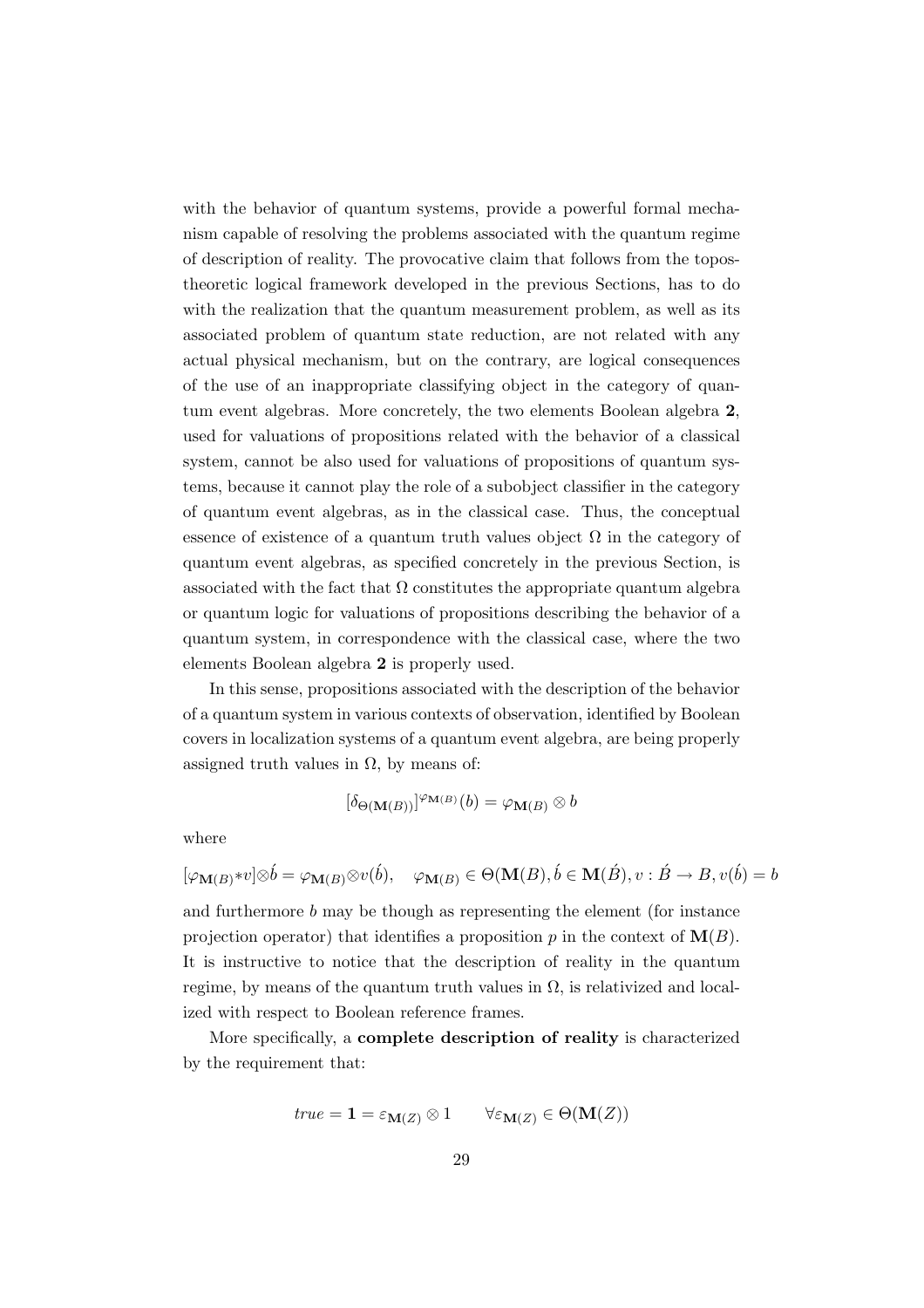with the behavior of quantum systems, provide a powerful formal mechanism capable of resolving the problems associated with the quantum regime of description of reality. The provocative claim that follows from the topos-theoretic logical framework developed in the previous Sections, has to do with the realization that the quantum measurement problem, as well as its associated problem of quantum state reduction, are not related with any actual physical mechanism, but on the contrary, are logical consequences of the use of an inappropriate classifying object in the category of quantum event algebras. More concretely, the two elements Boolean algebra **2**, used for valuations of propositions related with the behavior of a classical system, cannot be also used for valuations of propositions of quantum systems, because it cannot play the role of a subobject classifier in the category of quantum event algebras, as in the classical case. Thus, the conceptual essence of existence of a quantum truth values object $\Omega$ in the category of quantum event algebras, as specified concretely in the previous Section, is associated with the fact that $\Omega$ constitutes the appropriate quantum algebra or quantum logic for valuations of propositions describing the behavior of a quantum system, in correspondence with the classical case, where the two elements Boolean algebra **2** is properly used.

In this sense, propositions associated with the description of the behavior of a quantum system in various contexts of observation, identified by Boolean covers in localization systems of a quantum event algebra, are being properly assigned truth values in $\Omega$, by means of:

$$[\delta_{\Theta(\mathbf{M}(B))}]^{\varphi_{\mathbf{M}(B)}}(b) = \varphi_{\mathbf{M}(B)} \otimes b$$

where

$$[\varphi_{\mathbf{M}(B)} * v] \otimes \acute{b} = \varphi_{\mathbf{M}(B)} \otimes v(\acute{b}), \quad \varphi_{\mathbf{M}(B)} \in \Theta(\mathbf{M}(B), \acute{b} \in \mathbf{M}(\acute{B}), v : \acute{B} \rightarrow B, v(\acute{b}) = b$$

and furthermore $b$ may be though as representing the element (for instance projection operator) that identifies a proposition $p$ in the context of $\mathbf{M}(B)$. It is instructive to notice that the description of reality in the quantum regime, by means of the quantum truth values in $\Omega$, is relativized and localized with respect to Boolean reference frames.

More specifically, a **complete description of reality** is characterized by the requirement that:

$$true = \mathbf{1} = \varepsilon_{\mathbf{M}(Z)} \otimes 1 \qquad \forall \varepsilon_{\mathbf{M}(Z)} \in \Theta(\mathbf{M}(Z))$$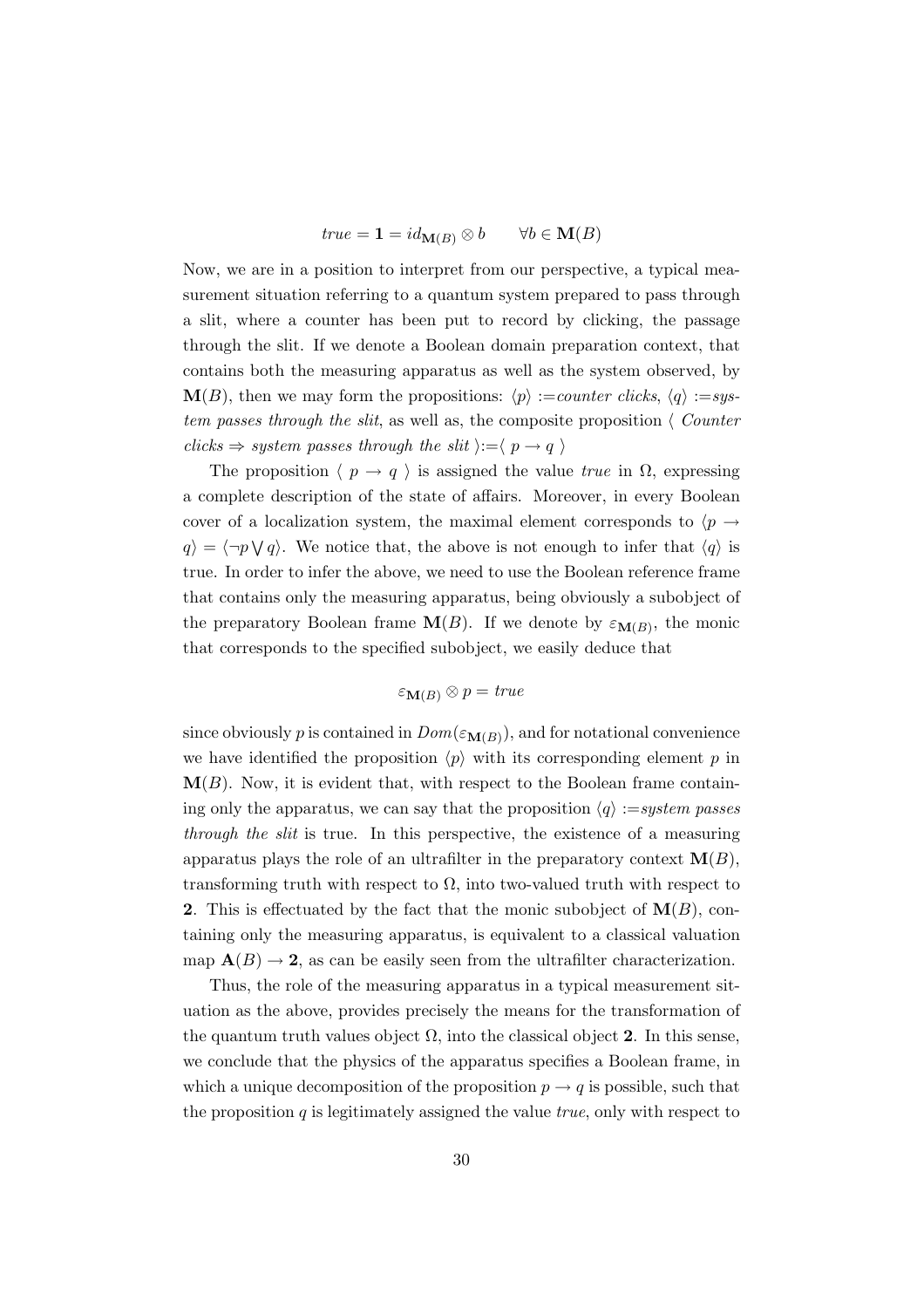$$true = \mathbf{1} = id_{\mathbf{M}(B)} \otimes b \qquad \forall b \in \mathbf{M}(B)$$

Now, we are in a position to interpret from our perspective, a typical measurement situation referring to a quantum system prepared to pass through a slit, where a counter has been put to record by clicking, the passage through the slit. If we denote a Boolean domain preparation context, that contains both the measuring apparatus as well as the system observed, by $\mathbf{M}(B)$, then we may form the propositions: $\langle p \rangle$ :=*counter clicks*, $\langle q \rangle$ :=*system passes through the slit*, as well as, the composite proposition $\langle$ *Counter clicks* $\Rightarrow$ *system passes through the slit* $\rangle$:=$\langle \ p \rightarrow q \ \rangle$

The proposition $\langle \ p \rightarrow q \ \rangle$ is assigned the value *true* in $\Omega$, expressing a complete description of the state of affairs. Moreover, in every Boolean cover of a localization system, the maximal element corresponds to $\langle p \rightarrow q \rangle = \langle \neg p \bigvee q \rangle$. We notice that, the above is not enough to infer that $\langle q \rangle$ is true. In order to infer the above, we need to use the Boolean reference frame that contains only the measuring apparatus, being obviously a subobject of the preparatory Boolean frame $\mathbf{M}(B)$. If we denote by $\varepsilon_{\mathbf{M}(B)}$, the monic that corresponds to the specified subobject, we easily deduce that

$$\varepsilon_{\mathbf{M}(B)} \otimes p = true$$

since obviously $p$ is contained in $Dom(\varepsilon_{\mathbf{M}(B)})$, and for notational convenience we have identified the proposition $\langle p \rangle$ with its corresponding element $p$ in $\mathbf{M}(B)$. Now, it is evident that, with respect to the Boolean frame containing only the apparatus, we can say that the proposition $\langle q \rangle$ :=*system passes through the slit* is true. In this perspective, the existence of a measuring apparatus plays the role of an ultrafilter in the preparatory context $\mathbf{M}(B)$, transforming truth with respect to $\Omega$, into two-valued truth with respect to $\mathbf{2}$. This is effectuated by the fact that the monic subobject of $\mathbf{M}(B)$, containing only the measuring apparatus, is equivalent to a classical valuation map $\mathbf{A}(B) \rightarrow \mathbf{2}$, as can be easily seen from the ultrafilter characterization.

Thus, the role of the measuring apparatus in a typical measurement situation as the above, provides precisely the means for the transformation of the quantum truth values object $\Omega$, into the classical object $\mathbf{2}$. In this sense, we conclude that the physics of the apparatus specifies a Boolean frame, in which a unique decomposition of the proposition $p \rightarrow q$ is possible, such that the proposition $q$ is legitimately assigned the value *true*, only with respect to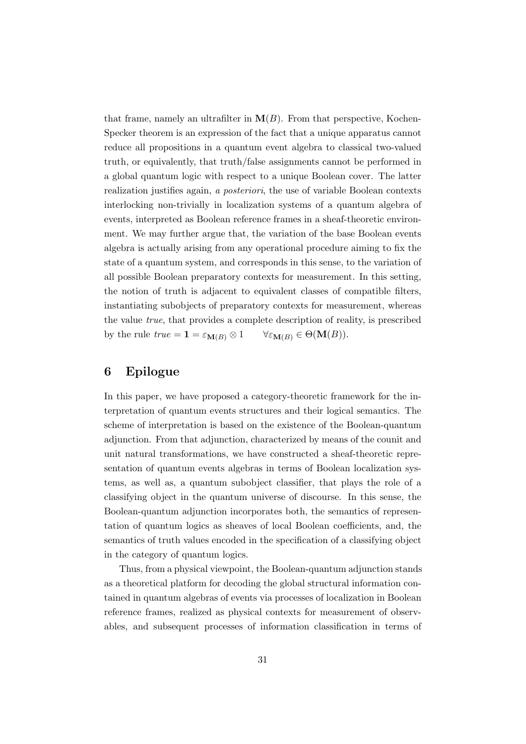that frame, namely an ultrafilter in $\mathbf{M}(B)$. From that perspective, Kochen-Specker theorem is an expression of the fact that a unique apparatus cannot reduce all propositions in a quantum event algebra to classical two-valued truth, or equivalently, that truth/false assignments cannot be performed in a global quantum logic with respect to a unique Boolean cover. The latter realization justifies again, *a posteriori*, the use of variable Boolean contexts interlocking non-trivially in localization systems of a quantum algebra of events, interpreted as Boolean reference frames in a sheaf-theoretic environment. We may further argue that, the variation of the base Boolean events algebra is actually arising from any operational procedure aiming to fix the state of a quantum system, and corresponds in this sense, to the variation of all possible Boolean preparatory contexts for measurement. In this setting, the notion of truth is adjacent to equivalent classes of compatible filters, instantiating subobjects of preparatory contexts for measurement, whereas the value *true*, that provides a complete description of reality, is prescribed by the rule $true = \mathbf{1} = \varepsilon_{\mathbf{M}(B)} \otimes 1 \qquad \forall \varepsilon_{\mathbf{M}(B)} \in \Theta(\mathbf{M}(B))$.

## 6 Epilogue

In this paper, we have proposed a category-theoretic framework for the interpretation of quantum events structures and their logical semantics. The scheme of interpretation is based on the existence of the Boolean-quantum adjunction. From that adjunction, characterized by means of the counit and unit natural transformations, we have constructed a sheaf-theoretic representation of quantum events algebras in terms of Boolean localization systems, as well as, a quantum subobject classifier, that plays the role of a classifying object in the quantum universe of discourse. In this sense, the Boolean-quantum adjunction incorporates both, the semantics of representation of quantum logics as sheaves of local Boolean coefficients, and, the semantics of truth values encoded in the specification of a classifying object in the category of quantum logics.

Thus, from a physical viewpoint, the Boolean-quantum adjunction stands as a theoretical platform for decoding the global structural information contained in quantum algebras of events via processes of localization in Boolean reference frames, realized as physical contexts for measurement of observables, and subsequent processes of information classification in terms of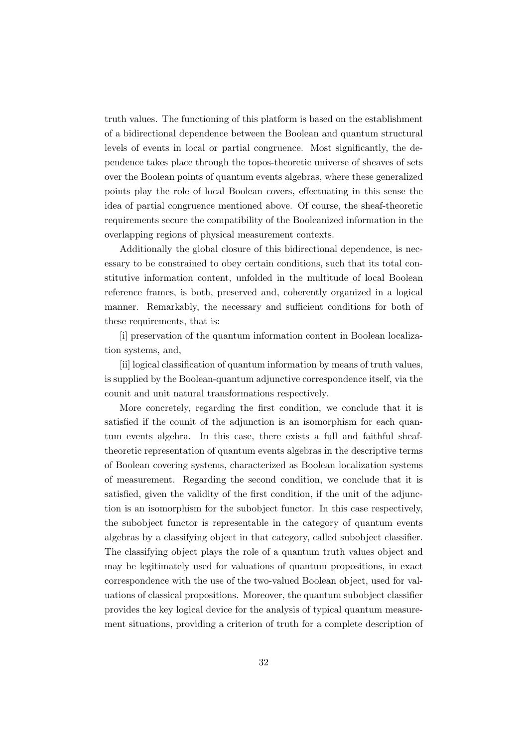truth values. The functioning of this platform is based on the establishment of a bidirectional dependence between the Boolean and quantum structural levels of events in local or partial congruence. Most significantly, the dependence takes place through the topos-theoretic universe of sheaves of sets over the Boolean points of quantum events algebras, where these generalized points play the role of local Boolean covers, effectuating in this sense the idea of partial congruence mentioned above. Of course, the sheaf-theoretic requirements secure the compatibility of the Booleanized information in the overlapping regions of physical measurement contexts.

Additionally the global closure of this bidirectional dependence, is necessary to be constrained to obey certain conditions, such that its total constitutive information content, unfolded in the multitude of local Boolean reference frames, is both, preserved and, coherently organized in a logical manner. Remarkably, the necessary and sufficient conditions for both of these requirements, that is:

[i] preservation of the quantum information content in Boolean localization systems, and,

[ii] logical classification of quantum information by means of truth values, is supplied by the Boolean-quantum adjunctive correspondence itself, via the counit and unit natural transformations respectively.

More concretely, regarding the first condition, we conclude that it is satisfied if the counit of the adjunction is an isomorphism for each quantum events algebra. In this case, there exists a full and faithful sheaf-theoretic representation of quantum events algebras in the descriptive terms of Boolean covering systems, characterized as Boolean localization systems of measurement. Regarding the second condition, we conclude that it is satisfied, given the validity of the first condition, if the unit of the adjunction is an isomorphism for the subobject functor. In this case respectively, the subobject functor is representable in the category of quantum events algebras by a classifying object in that category, called subobject classifier. The classifying object plays the role of a quantum truth values object and may be legitimately used for valuations of quantum propositions, in exact correspondence with the use of the two-valued Boolean object, used for valuations of classical propositions. Moreover, the quantum subobject classifier provides the key logical device for the analysis of typical quantum measurement situations, providing a criterion of truth for a complete description of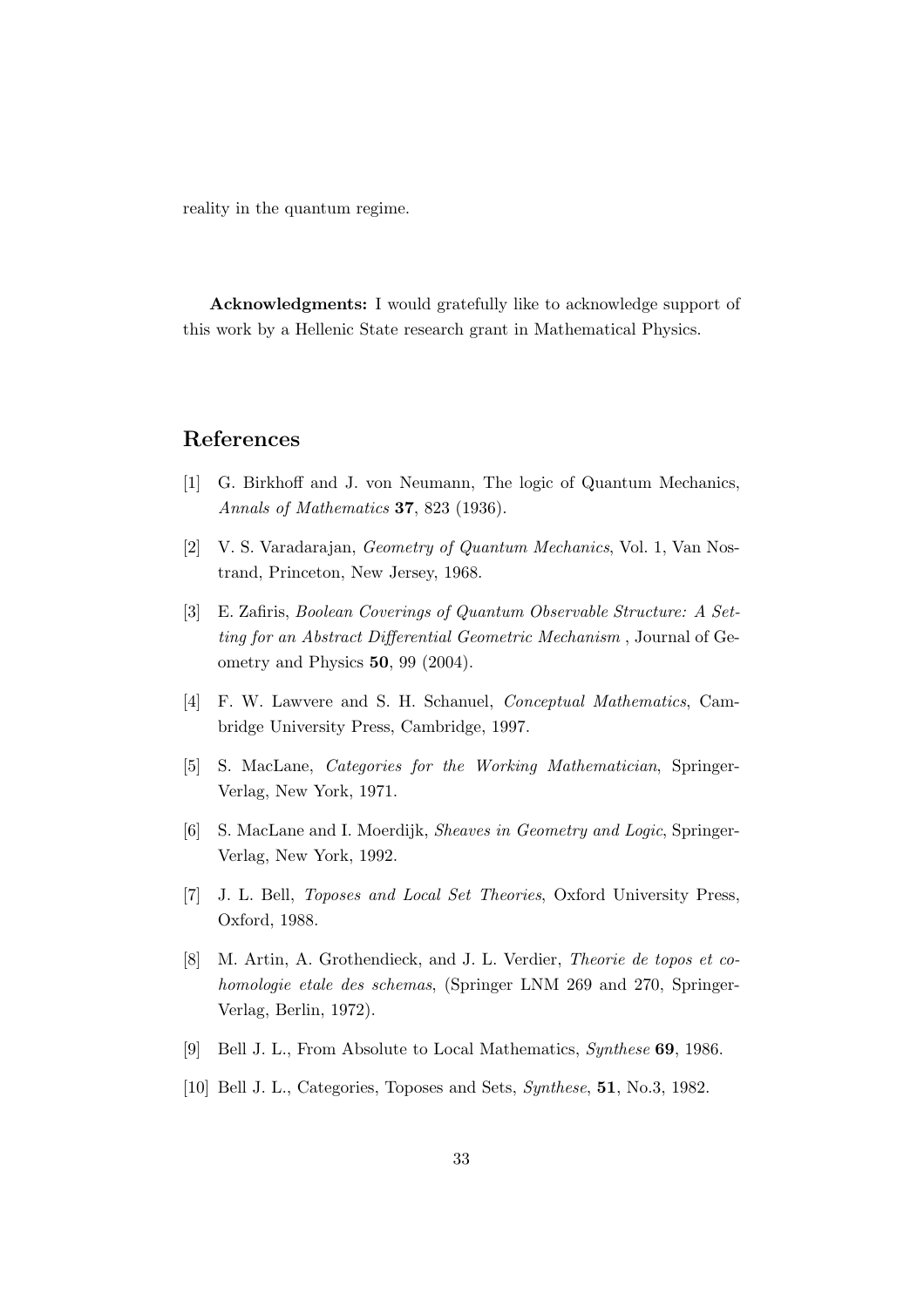reality in the quantum regime.

**Acknowledgments:** I would gratefully like to acknowledge support of this work by a Hellenic State research grant in Mathematical Physics.

## References

[1] G. Birkhoff and J. von Neumann, The logic of Quantum Mechanics, *Annals of Mathematics* **37**, 823 (1936).

[2] V. S. Varadarajan, *Geometry of Quantum Mechanics*, Vol. 1, Van Nostrand, Princeton, New Jersey, 1968.

[3] E. Zafiris, *Boolean Coverings of Quantum Observable Structure: A Setting for an Abstract Differential Geometric Mechanism* , Journal of Geometry and Physics **50**, 99 (2004).

[4] F. W. Lawvere and S. H. Schanuel, *Conceptual Mathematics*, Cambridge University Press, Cambridge, 1997.

[5] S. MacLane, *Categories for the Working Mathematician*, Springer-Verlag, New York, 1971.

[6] S. MacLane and I. Moerdijk, *Sheaves in Geometry and Logic*, Springer-Verlag, New York, 1992.

[7] J. L. Bell, *Toposes and Local Set Theories*, Oxford University Press, Oxford, 1988.

[8] M. Artin, A. Grothendieck, and J. L. Verdier, *Theorie de topos et cohomologie etale des schemas*, (Springer LNM 269 and 270, Springer-Verlag, Berlin, 1972).

[9] Bell J. L., From Absolute to Local Mathematics, *Synthese* **69**, 1986.

[10] Bell J. L., Categories, Toposes and Sets, *Synthese*, **51**, No.3, 1982.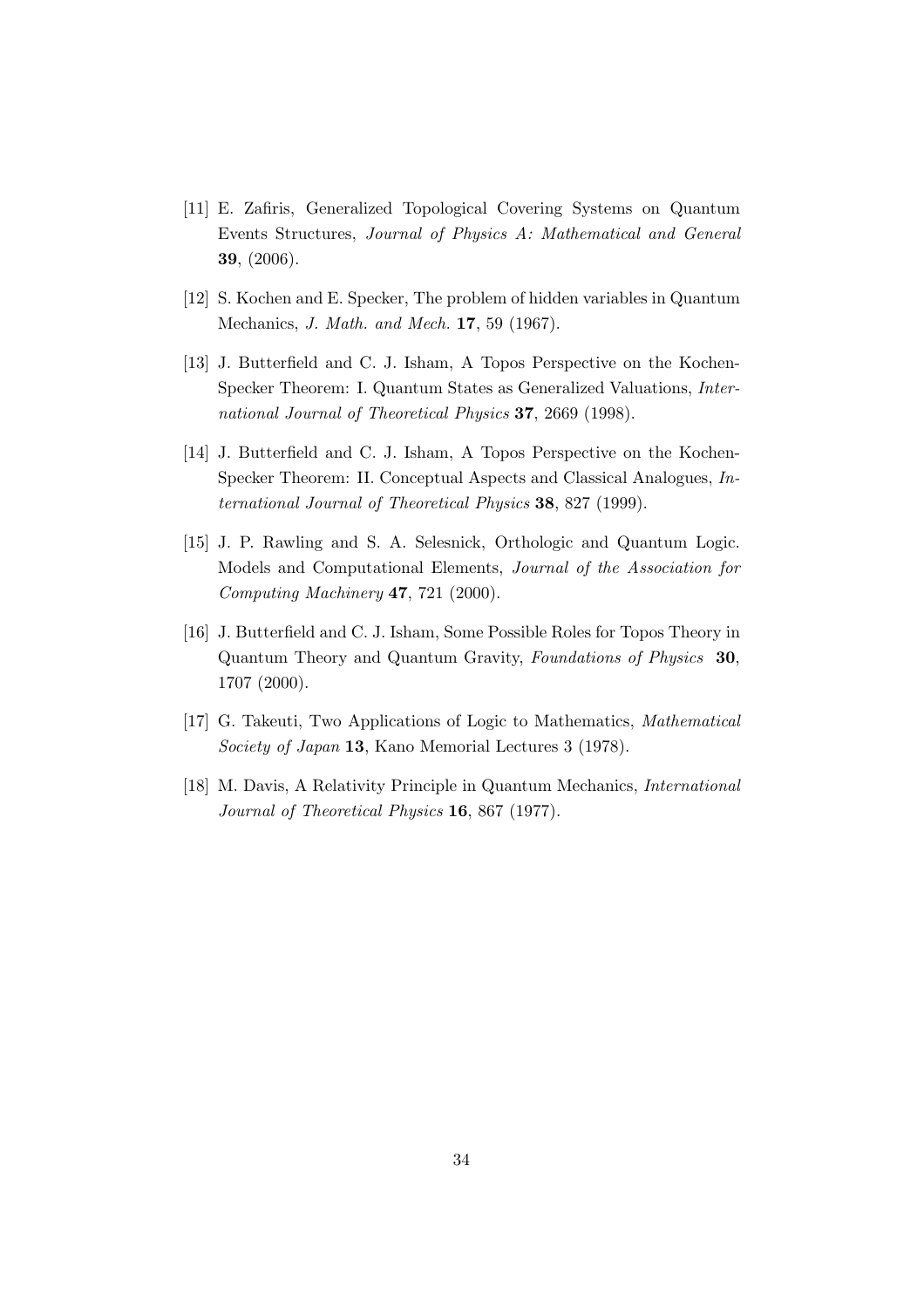[11] E. Zafiris, Generalized Topological Covering Systems on Quantum Events Structures, *Journal of Physics A: Mathematical and General* **39**, (2006).

[12] S. Kochen and E. Specker, The problem of hidden variables in Quantum Mechanics, *J. Math. and Mech.* **17**, 59 (1967).

[13] J. Butterfield and C. J. Isham, A Topos Perspective on the Kochen-Specker Theorem: I. Quantum States as Generalized Valuations, *International Journal of Theoretical Physics* **37**, 2669 (1998).

[14] J. Butterfield and C. J. Isham, A Topos Perspective on the Kochen-Specker Theorem: II. Conceptual Aspects and Classical Analogues, *International Journal of Theoretical Physics* **38**, 827 (1999).

[15] J. P. Rawling and S. A. Selesnick, Orthologic and Quantum Logic. Models and Computational Elements, *Journal of the Association for Computing Machinery* **47**, 721 (2000).

[16] J. Butterfield and C. J. Isham, Some Possible Roles for Topos Theory in Quantum Theory and Quantum Gravity, *Foundations of Physics* **30**, 1707 (2000).

[17] G. Takeuti, Two Applications of Logic to Mathematics, *Mathematical Society of Japan* **13**, Kano Memorial Lectures 3 (1978).

[18] M. Davis, A Relativity Principle in Quantum Mechanics, *International Journal of Theoretical Physics* **16**, 867 (1977).